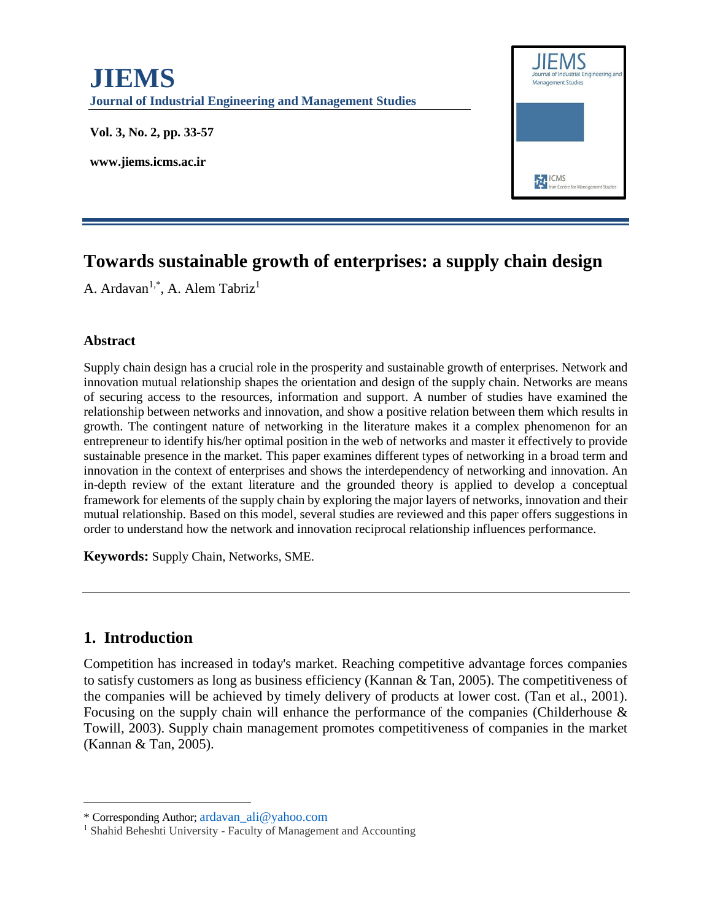# Towards sustainable growth of enterprises: a supply chain design

A. Ardavan[1,*], A. Alem Tabriz[1]

### Abstract

Supply chain design has a crucial role in the prosperity and sustainable growth of enterprises. Network and innovation mutual relationship shapes the orientation and design of the supply chain. Networks are means of securing access to the resources, information and support. A number of studies have examined the relationship between networks and innovation, and show a positive relation between them which results in growth. The contingent nature of networking in the literature makes it a complex phenomenon for an entrepreneur to identify his/her optimal position in the web of networks and master it effectively to provide sustainable presence in the market. This paper examines different types of networking in a broad term and innovation in the context of enterprises and shows the interdependency of networking and innovation. An in-depth review of the extant literature and the grounded theory is applied to develop a conceptual framework for elements of the supply chain by exploring the major layers of networks, innovation and their mutual relationship. Based on this model, several studies are reviewed and this paper offers suggestions in order to understand how the network and innovation reciprocal relationship influences performance.

**Keywords:** Supply Chain, Networks, SME.

## 1. Introduction

Competition has increased in today's market. Reaching competitive advantage forces companies to satisfy customers as long as business efficiency (Kannan & Tan, 2005). The competitiveness of the companies will be achieved by timely delivery of products at lower cost. (Tan et al., 2001). Focusing on the supply chain will enhance the performance of the companies (Childerhouse & Towill, 2003). Supply chain management promotes competitiveness of companies in the market (Kannan & Tan, 2005).

---

* Corresponding Author; ardavan_ali@yahoo.com

[1] Shahid Beheshti University - Faculty of Management and Accounting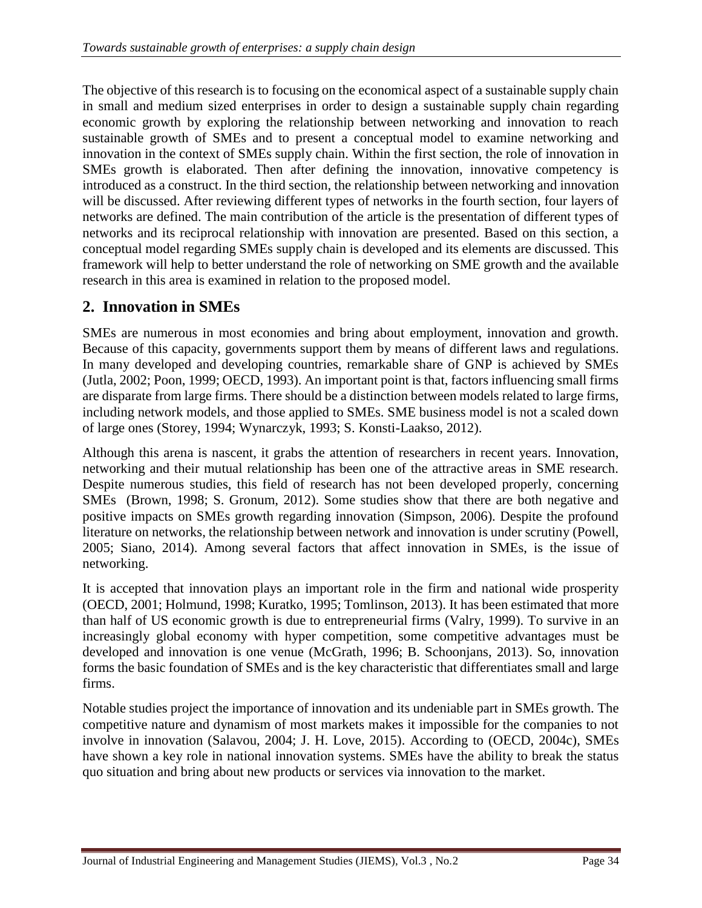The objective of this research is to focusing on the economical aspect of a sustainable supply chain in small and medium sized enterprises in order to design a sustainable supply chain regarding economic growth by exploring the relationship between networking and innovation to reach sustainable growth of SMEs and to present a conceptual model to examine networking and innovation in the context of SMEs supply chain. Within the first section, the role of innovation in SMEs growth is elaborated. Then after defining the innovation, innovative competency is introduced as a construct. In the third section, the relationship between networking and innovation will be discussed. After reviewing different types of networks in the fourth section, four layers of networks are defined. The main contribution of the article is the presentation of different types of networks and its reciprocal relationship with innovation are presented. Based on this section, a conceptual model regarding SMEs supply chain is developed and its elements are discussed. This framework will help to better understand the role of networking on SME growth and the available research in this area is examined in relation to the proposed model.

## 2. Innovation in SMEs

SMEs are numerous in most economies and bring about employment, innovation and growth. Because of this capacity, governments support them by means of different laws and regulations. In many developed and developing countries, remarkable share of GNP is achieved by SMEs (Jutla, 2002; Poon, 1999; OECD, 1993). An important point is that, factors influencing small firms are disparate from large firms. There should be a distinction between models related to large firms, including network models, and those applied to SMEs. SME business model is not a scaled down of large ones (Storey, 1994; Wynarczyk, 1993; S. Konsti-Laakso, 2012).

Although this arena is nascent, it grabs the attention of researchers in recent years. Innovation, networking and their mutual relationship has been one of the attractive areas in SME research. Despite numerous studies, this field of research has not been developed properly, concerning SMEs (Brown, 1998; S. Gronum, 2012). Some studies show that there are both negative and positive impacts on SMEs growth regarding innovation (Simpson, 2006). Despite the profound literature on networks, the relationship between network and innovation is under scrutiny (Powell, 2005; Siano, 2014). Among several factors that affect innovation in SMEs, is the issue of networking.

It is accepted that innovation plays an important role in the firm and national wide prosperity (OECD, 2001; Holmund, 1998; Kuratko, 1995; Tomlinson, 2013). It has been estimated that more than half of US economic growth is due to entrepreneurial firms (Valry, 1999). To survive in an increasingly global economy with hyper competition, some competitive advantages must be developed and innovation is one venue (McGrath, 1996; B. Schoonjans, 2013). So, innovation forms the basic foundation of SMEs and is the key characteristic that differentiates small and large firms.

Notable studies project the importance of innovation and its undeniable part in SMEs growth. The competitive nature and dynamism of most markets makes it impossible for the companies to not involve in innovation (Salavou, 2004; J. H. Love, 2015). According to (OECD, 2004c), SMEs have shown a key role in national innovation systems. SMEs have the ability to break the status quo situation and bring about new products or services via innovation to the market.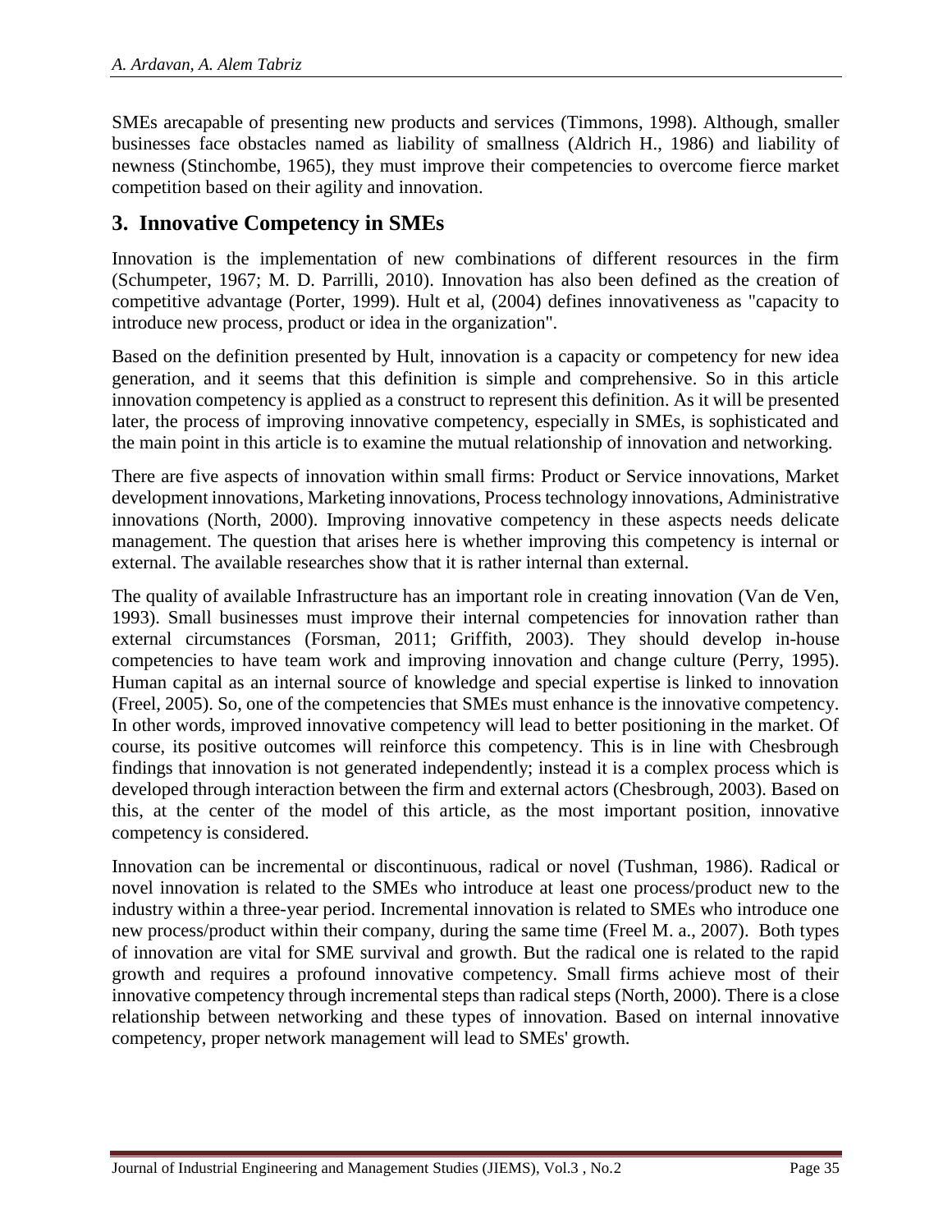SMEs arecapable of presenting new products and services (Timmons, 1998). Although, smaller businesses face obstacles named as liability of smallness (Aldrich H., 1986) and liability of newness (Stinchombe, 1965), they must improve their competencies to overcome fierce market competition based on their agility and innovation.

## 3. Innovative Competency in SMEs

Innovation is the implementation of new combinations of different resources in the firm (Schumpeter, 1967; M. D. Parrilli, 2010). Innovation has also been defined as the creation of competitive advantage (Porter, 1999). Hult et al, (2004) defines innovativeness as "capacity to introduce new process, product or idea in the organization".

Based on the definition presented by Hult, innovation is a capacity or competency for new idea generation, and it seems that this definition is simple and comprehensive. So in this article innovation competency is applied as a construct to represent this definition. As it will be presented later, the process of improving innovative competency, especially in SMEs, is sophisticated and the main point in this article is to examine the mutual relationship of innovation and networking.

There are five aspects of innovation within small firms: Product or Service innovations, Market development innovations, Marketing innovations, Process technology innovations, Administrative innovations (North, 2000). Improving innovative competency in these aspects needs delicate management. The question that arises here is whether improving this competency is internal or external. The available researches show that it is rather internal than external.

The quality of available Infrastructure has an important role in creating innovation (Van de Ven, 1993). Small businesses must improve their internal competencies for innovation rather than external circumstances (Forsman, 2011; Griffith, 2003). They should develop in-house competencies to have team work and improving innovation and change culture (Perry, 1995). Human capital as an internal source of knowledge and special expertise is linked to innovation (Freel, 2005). So, one of the competencies that SMEs must enhance is the innovative competency. In other words, improved innovative competency will lead to better positioning in the market. Of course, its positive outcomes will reinforce this competency. This is in line with Chesbrough findings that innovation is not generated independently; instead it is a complex process which is developed through interaction between the firm and external actors (Chesbrough, 2003). Based on this, at the center of the model of this article, as the most important position, innovative competency is considered.

Innovation can be incremental or discontinuous, radical or novel (Tushman, 1986). Radical or novel innovation is related to the SMEs who introduce at least one process/product new to the industry within a three-year period. Incremental innovation is related to SMEs who introduce one new process/product within their company, during the same time (Freel M. a., 2007). Both types of innovation are vital for SME survival and growth. But the radical one is related to the rapid growth and requires a profound innovative competency. Small firms achieve most of their innovative competency through incremental steps than radical steps (North, 2000). There is a close relationship between networking and these types of innovation. Based on internal innovative competency, proper network management will lead to SMEs' growth.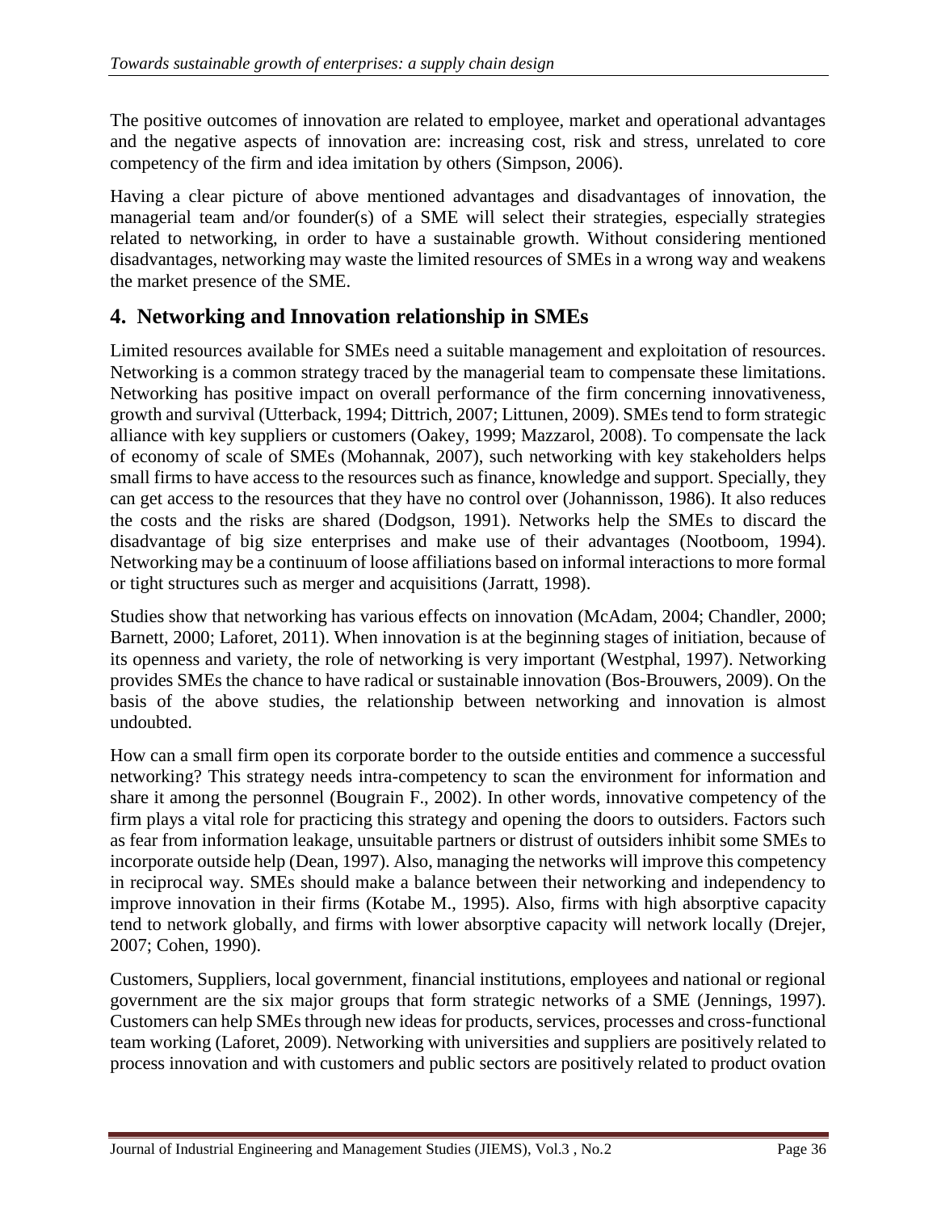The positive outcomes of innovation are related to employee, market and operational advantages and the negative aspects of innovation are: increasing cost, risk and stress, unrelated to core competency of the firm and idea imitation by others (Simpson, 2006).

Having a clear picture of above mentioned advantages and disadvantages of innovation, the managerial team and/or founder(s) of a SME will select their strategies, especially strategies related to networking, in order to have a sustainable growth. Without considering mentioned disadvantages, networking may waste the limited resources of SMEs in a wrong way and weakens the market presence of the SME.

## 4. Networking and Innovation relationship in SMEs

Limited resources available for SMEs need a suitable management and exploitation of resources. Networking is a common strategy traced by the managerial team to compensate these limitations. Networking has positive impact on overall performance of the firm concerning innovativeness, growth and survival (Utterback, 1994; Dittrich, 2007; Littunen, 2009). SMEs tend to form strategic alliance with key suppliers or customers (Oakey, 1999; Mazzarol, 2008). To compensate the lack of economy of scale of SMEs (Mohannak, 2007), such networking with key stakeholders helps small firms to have access to the resources such as finance, knowledge and support. Specially, they can get access to the resources that they have no control over (Johannisson, 1986). It also reduces the costs and the risks are shared (Dodgson, 1991). Networks help the SMEs to discard the disadvantage of big size enterprises and make use of their advantages (Nootboom, 1994). Networking may be a continuum of loose affiliations based on informal interactions to more formal or tight structures such as merger and acquisitions (Jarratt, 1998).

Studies show that networking has various effects on innovation (McAdam, 2004; Chandler, 2000; Barnett, 2000; Laforet, 2011). When innovation is at the beginning stages of initiation, because of its openness and variety, the role of networking is very important (Westphal, 1997). Networking provides SMEs the chance to have radical or sustainable innovation (Bos-Brouwers, 2009). On the basis of the above studies, the relationship between networking and innovation is almost undoubted.

How can a small firm open its corporate border to the outside entities and commence a successful networking? This strategy needs intra-competency to scan the environment for information and share it among the personnel (Bougrain F., 2002). In other words, innovative competency of the firm plays a vital role for practicing this strategy and opening the doors to outsiders. Factors such as fear from information leakage, unsuitable partners or distrust of outsiders inhibit some SMEs to incorporate outside help (Dean, 1997). Also, managing the networks will improve this competency in reciprocal way. SMEs should make a balance between their networking and independency to improve innovation in their firms (Kotabe M., 1995). Also, firms with high absorptive capacity tend to network globally, and firms with lower absorptive capacity will network locally (Drejer, 2007; Cohen, 1990).

Customers, Suppliers, local government, financial institutions, employees and national or regional government are the six major groups that form strategic networks of a SME (Jennings, 1997). Customers can help SMEs through new ideas for products, services, processes and cross-functional team working (Laforet, 2009). Networking with universities and suppliers are positively related to process innovation and with customers and public sectors are positively related to product ovation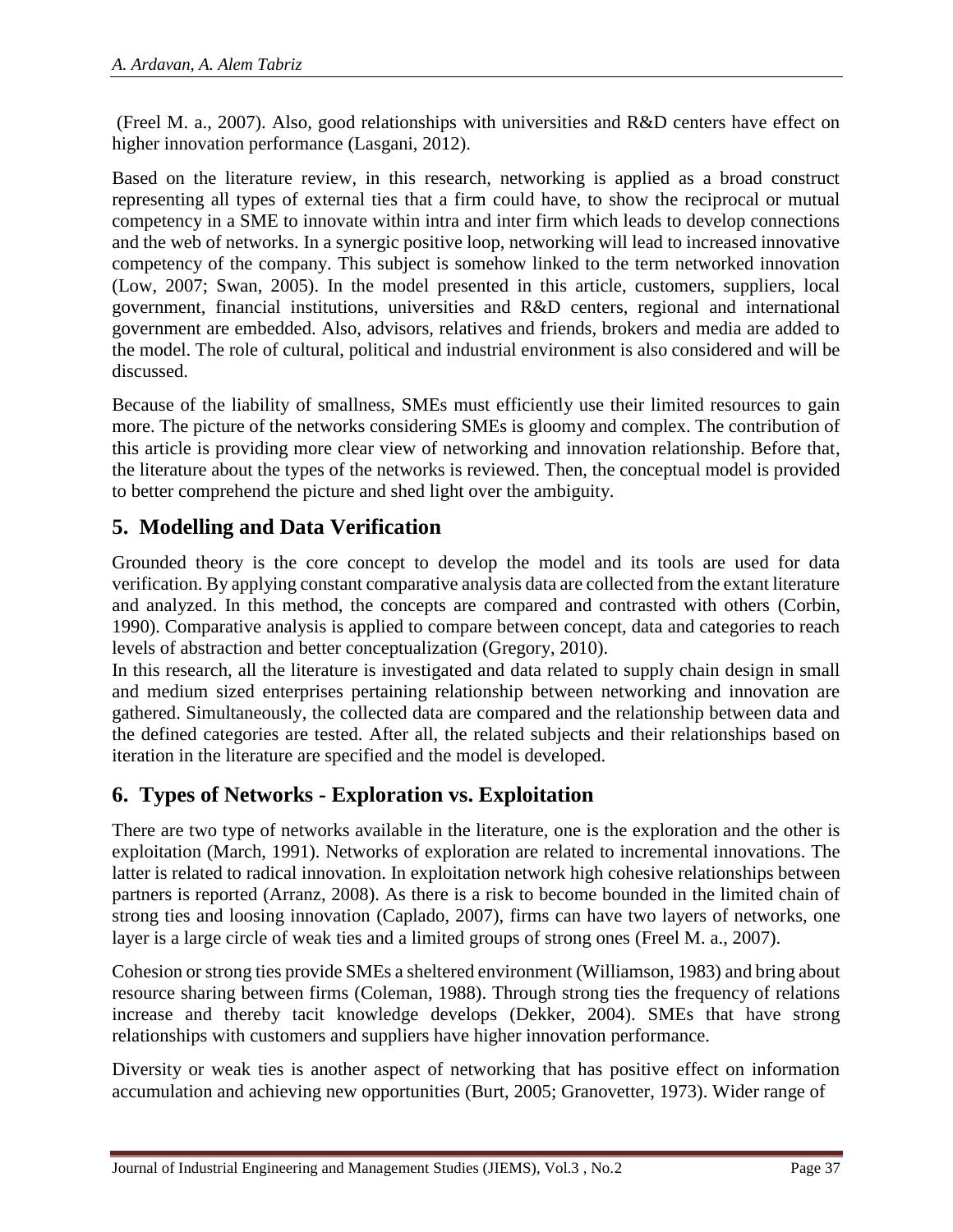(Freel M. a., 2007). Also, good relationships with universities and R&D centers have effect on higher innovation performance (Lasgani, 2012).

Based on the literature review, in this research, networking is applied as a broad construct representing all types of external ties that a firm could have, to show the reciprocal or mutual competency in a SME to innovate within intra and inter firm which leads to develop connections and the web of networks. In a synergic positive loop, networking will lead to increased innovative competency of the company. This subject is somehow linked to the term networked innovation (Low, 2007; Swan, 2005). In the model presented in this article, customers, suppliers, local government, financial institutions, universities and R&D centers, regional and international government are embedded. Also, advisors, relatives and friends, brokers and media are added to the model. The role of cultural, political and industrial environment is also considered and will be discussed.

Because of the liability of smallness, SMEs must efficiently use their limited resources to gain more. The picture of the networks considering SMEs is gloomy and complex. The contribution of this article is providing more clear view of networking and innovation relationship. Before that, the literature about the types of the networks is reviewed. Then, the conceptual model is provided to better comprehend the picture and shed light over the ambiguity.

## 5. Modelling and Data Verification

Grounded theory is the core concept to develop the model and its tools are used for data verification. By applying constant comparative analysis data are collected from the extant literature and analyzed. In this method, the concepts are compared and contrasted with others (Corbin, 1990). Comparative analysis is applied to compare between concept, data and categories to reach levels of abstraction and better conceptualization (Gregory, 2010).

In this research, all the literature is investigated and data related to supply chain design in small and medium sized enterprises pertaining relationship between networking and innovation are gathered. Simultaneously, the collected data are compared and the relationship between data and the defined categories are tested. After all, the related subjects and their relationships based on iteration in the literature are specified and the model is developed.

## 6. Types of Networks - Exploration vs. Exploitation

There are two type of networks available in the literature, one is the exploration and the other is exploitation (March, 1991). Networks of exploration are related to incremental innovations. The latter is related to radical innovation. In exploitation network high cohesive relationships between partners is reported (Arranz, 2008). As there is a risk to become bounded in the limited chain of strong ties and loosing innovation (Caplado, 2007), firms can have two layers of networks, one layer is a large circle of weak ties and a limited groups of strong ones (Freel M. a., 2007).

Cohesion or strong ties provide SMEs a sheltered environment (Williamson, 1983) and bring about resource sharing between firms (Coleman, 1988). Through strong ties the frequency of relations increase and thereby tacit knowledge develops (Dekker, 2004). SMEs that have strong relationships with customers and suppliers have higher innovation performance.

Diversity or weak ties is another aspect of networking that has positive effect on information accumulation and achieving new opportunities (Burt, 2005; Granovetter, 1973). Wider range of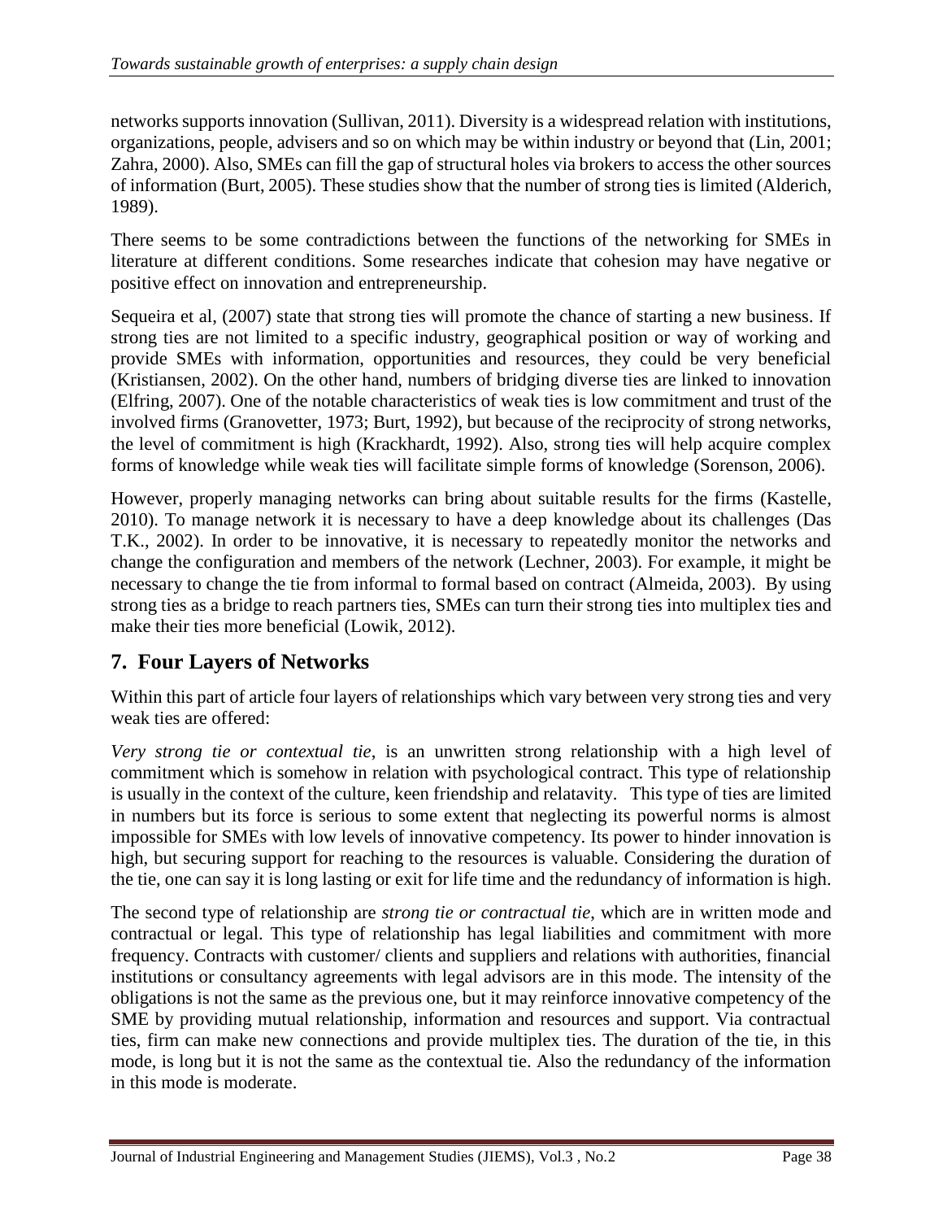networks supports innovation (Sullivan, 2011). Diversity is a widespread relation with institutions, organizations, people, advisers and so on which may be within industry or beyond that (Lin, 2001; Zahra, 2000). Also, SMEs can fill the gap of structural holes via brokers to access the other sources of information (Burt, 2005). These studies show that the number of strong ties is limited (Alderich, 1989).

There seems to be some contradictions between the functions of the networking for SMEs in literature at different conditions. Some researches indicate that cohesion may have negative or positive effect on innovation and entrepreneurship.

Sequeira et al, (2007) state that strong ties will promote the chance of starting a new business. If strong ties are not limited to a specific industry, geographical position or way of working and provide SMEs with information, opportunities and resources, they could be very beneficial (Kristiansen, 2002). On the other hand, numbers of bridging diverse ties are linked to innovation (Elfring, 2007). One of the notable characteristics of weak ties is low commitment and trust of the involved firms (Granovetter, 1973; Burt, 1992), but because of the reciprocity of strong networks, the level of commitment is high (Krackhardt, 1992). Also, strong ties will help acquire complex forms of knowledge while weak ties will facilitate simple forms of knowledge (Sorenson, 2006).

However, properly managing networks can bring about suitable results for the firms (Kastelle, 2010). To manage network it is necessary to have a deep knowledge about its challenges (Das T.K., 2002). In order to be innovative, it is necessary to repeatedly monitor the networks and change the configuration and members of the network (Lechner, 2003). For example, it might be necessary to change the tie from informal to formal based on contract (Almeida, 2003). By using strong ties as a bridge to reach partners ties, SMEs can turn their strong ties into multiplex ties and make their ties more beneficial (Lowik, 2012).

## 7. Four Layers of Networks

Within this part of article four layers of relationships which vary between very strong ties and very weak ties are offered:

*Very strong tie or contextual tie*, is an unwritten strong relationship with a high level of commitment which is somehow in relation with psychological contract. This type of relationship is usually in the context of the culture, keen friendship and relatavity. This type of ties are limited in numbers but its force is serious to some extent that neglecting its powerful norms is almost impossible for SMEs with low levels of innovative competency. Its power to hinder innovation is high, but securing support for reaching to the resources is valuable. Considering the duration of the tie, one can say it is long lasting or exit for life time and the redundancy of information is high.

The second type of relationship are *strong tie or contractual tie*, which are in written mode and contractual or legal. This type of relationship has legal liabilities and commitment with more frequency. Contracts with customer/ clients and suppliers and relations with authorities, financial institutions or consultancy agreements with legal advisors are in this mode. The intensity of the obligations is not the same as the previous one, but it may reinforce innovative competency of the SME by providing mutual relationship, information and resources and support. Via contractual ties, firm can make new connections and provide multiplex ties. The duration of the tie, in this mode, is long but it is not the same as the contextual tie. Also the redundancy of the information in this mode is moderate.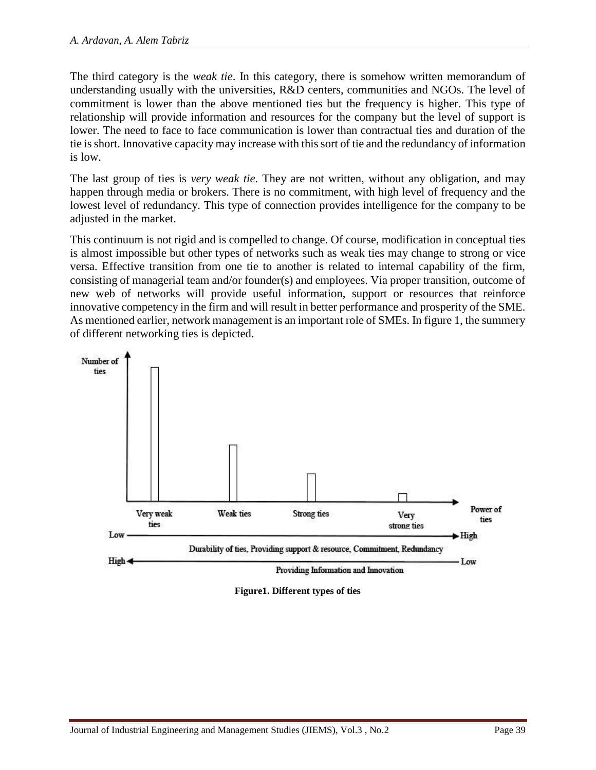The third category is the *weak tie*. In this category, there is somehow written memorandum of understanding usually with the universities, R&D centers, communities and NGOs. The level of commitment is lower than the above mentioned ties but the frequency is higher. This type of relationship will provide information and resources for the company but the level of support is lower. The need to face to face communication is lower than contractual ties and duration of the tie is short. Innovative capacity may increase with this sort of tie and the redundancy of information is low.

The last group of ties is *very weak tie*. They are not written, without any obligation, and may happen through media or brokers. There is no commitment, with high level of frequency and the lowest level of redundancy. This type of connection provides intelligence for the company to be adjusted in the market.

This continuum is not rigid and is compelled to change. Of course, modification in conceptual ties is almost impossible but other types of networks such as weak ties may change to strong or vice versa. Effective transition from one tie to another is related to internal capability of the firm, consisting of managerial team and/or founder(s) and employees. Via proper transition, outcome of new web of networks will provide useful information, support or resources that reinforce innovative competency in the firm and will result in better performance and prosperity of the SME. As mentioned earlier, network management is an important role of SMEs. In figure 1, the summery of different networking ties is depicted.

**Figure1. Different types of ties**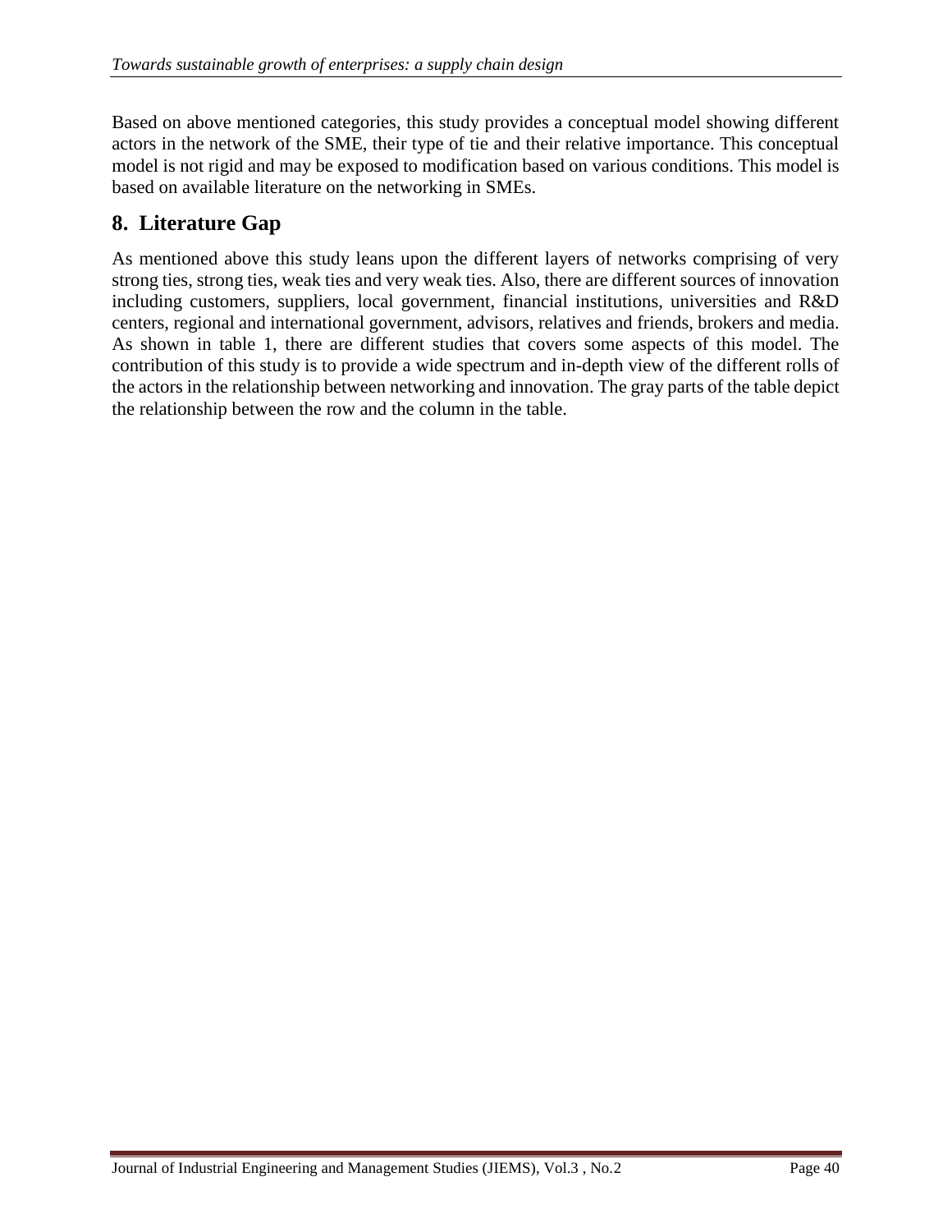Based on above mentioned categories, this study provides a conceptual model showing different actors in the network of the SME, their type of tie and their relative importance. This conceptual model is not rigid and may be exposed to modification based on various conditions. This model is based on available literature on the networking in SMEs.

## 8. Literature Gap

As mentioned above this study leans upon the different layers of networks comprising of very strong ties, strong ties, weak ties and very weak ties. Also, there are different sources of innovation including customers, suppliers, local government, financial institutions, universities and R&D centers, regional and international government, advisors, relatives and friends, brokers and media. As shown in table 1, there are different studies that covers some aspects of this model. The contribution of this study is to provide a wide spectrum and in-depth view of the different rolls of the actors in the relationship between networking and innovation. The gray parts of the table depict the relationship between the row and the column in the table.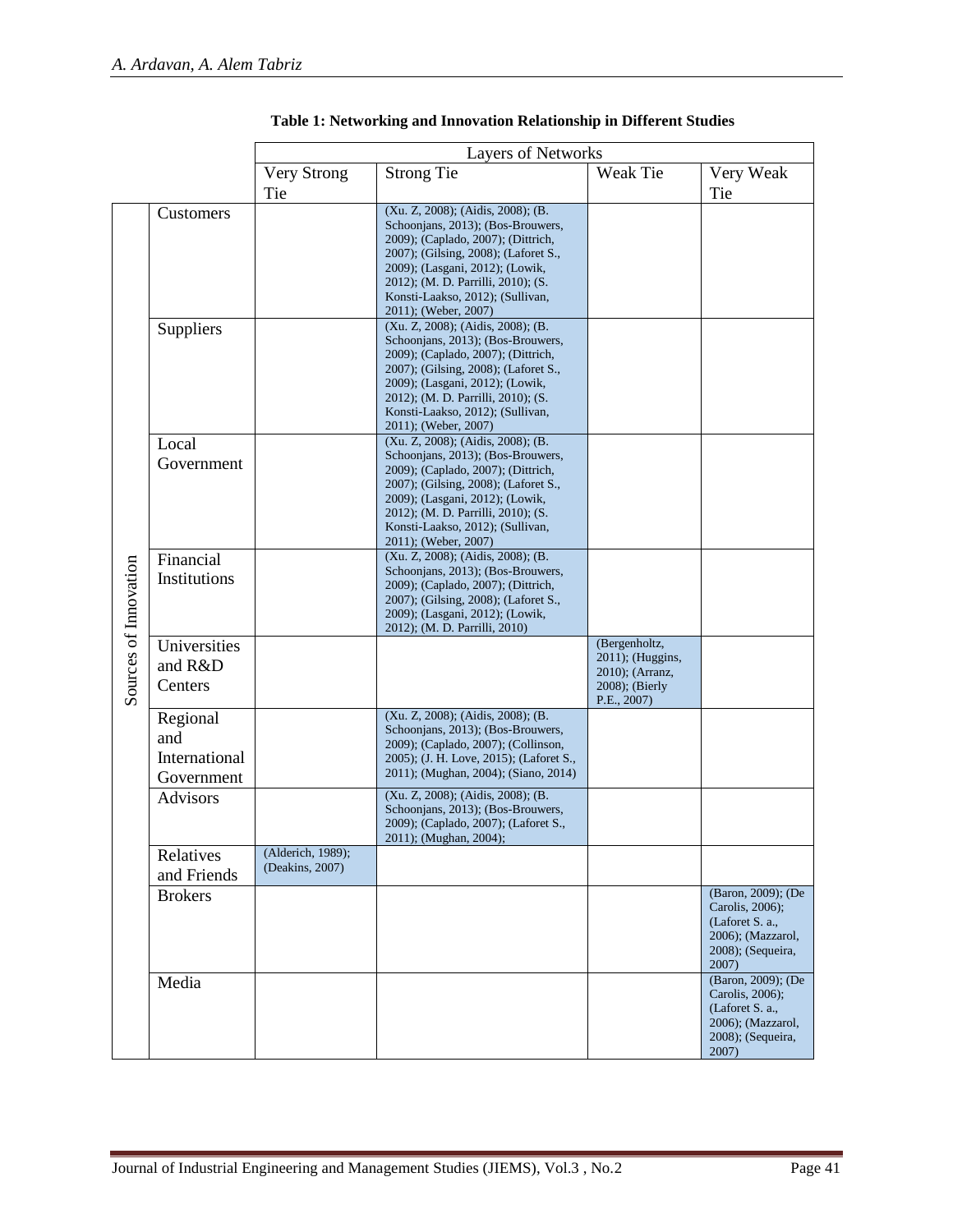**Table 1: Networking and Innovation Relationship in Different Studies**

| | | Layers of Networks | | | |
|---|---|---|---|---|---|
| | | Very Strong Tie | Strong Tie | Weak Tie | Very Weak Tie |
| Sources of Innovation | Customers | | (Xu. Z, 2008); (Aidis, 2008); (B. Schoonjans, 2013); (Bos-Brouwers, 2009); (Caplado, 2007); (Dittrich, 2007); (Gilsing, 2008); (Laforet S., 2009); (Lasgani, 2012); (Lowik, 2012); (M. D. Parrilli, 2010); (S. Konsti-Laakso, 2012); (Sullivan, 2011); (Weber, 2007) | | |
| | Suppliers | | (Xu. Z, 2008); (Aidis, 2008); (B. Schoonjans, 2013); (Bos-Brouwers, 2009); (Caplado, 2007); (Dittrich, 2007); (Gilsing, 2008); (Laforet S., 2009); (Lasgani, 2012); (Lowik, 2012); (M. D. Parrilli, 2010); (S. Konsti-Laakso, 2012); (Sullivan, 2011); (Weber, 2007) | | |
| | Local Government | | (Xu. Z, 2008); (Aidis, 2008); (B. Schoonjans, 2013); (Bos-Brouwers, 2009); (Caplado, 2007); (Dittrich, 2007); (Gilsing, 2008); (Laforet S., 2009); (Lasgani, 2012); (Lowik, 2012); (M. D. Parrilli, 2010); (S. Konsti-Laakso, 2012); (Sullivan, 2011); (Weber, 2007) | | |
| | Financial Institutions | | (Xu. Z, 2008); (Aidis, 2008); (B. Schoonjans, 2013); (Bos-Brouwers, 2009); (Caplado, 2007); (Dittrich, 2007); (Gilsing, 2008); (Laforet S., 2009); (Lasgani, 2012); (Lowik, 2012); (M. D. Parrilli, 2010) | | |
| | Universities and R&D Centers | | | (Bergenholtz, 2011); (Huggins, 2010); (Arranz, 2008); (Bierly P.E., 2007) | |
| | Regional and International Government | | (Xu. Z, 2008); (Aidis, 2008); (B. Schoonjans, 2013); (Bos-Brouwers, 2009); (Caplado, 2007); (Collinson, 2005); (J. H. Love, 2015); (Laforet S., 2011); (Mughan, 2004); (Siano, 2014) | | |
| | Advisors | | (Xu. Z, 2008); (Aidis, 2008); (B. Schoonjans, 2013); (Bos-Brouwers, 2009); (Caplado, 2007); (Laforet S., 2011); (Mughan, 2004); | | |
| | Relatives and Friends | (Alderich, 1989); (Deakins, 2007) | | | |
| | Brokers | | | | (Baron, 2009); (De Carolis, 2006); (Laforet S. a., 2006); (Mazzarol, 2008); (Sequeira, 2007) |
| | Media | | | | (Baron, 2009); (De Carolis, 2006); (Laforet S. a., 2006); (Mazzarol, 2008); (Sequeira, 2007) |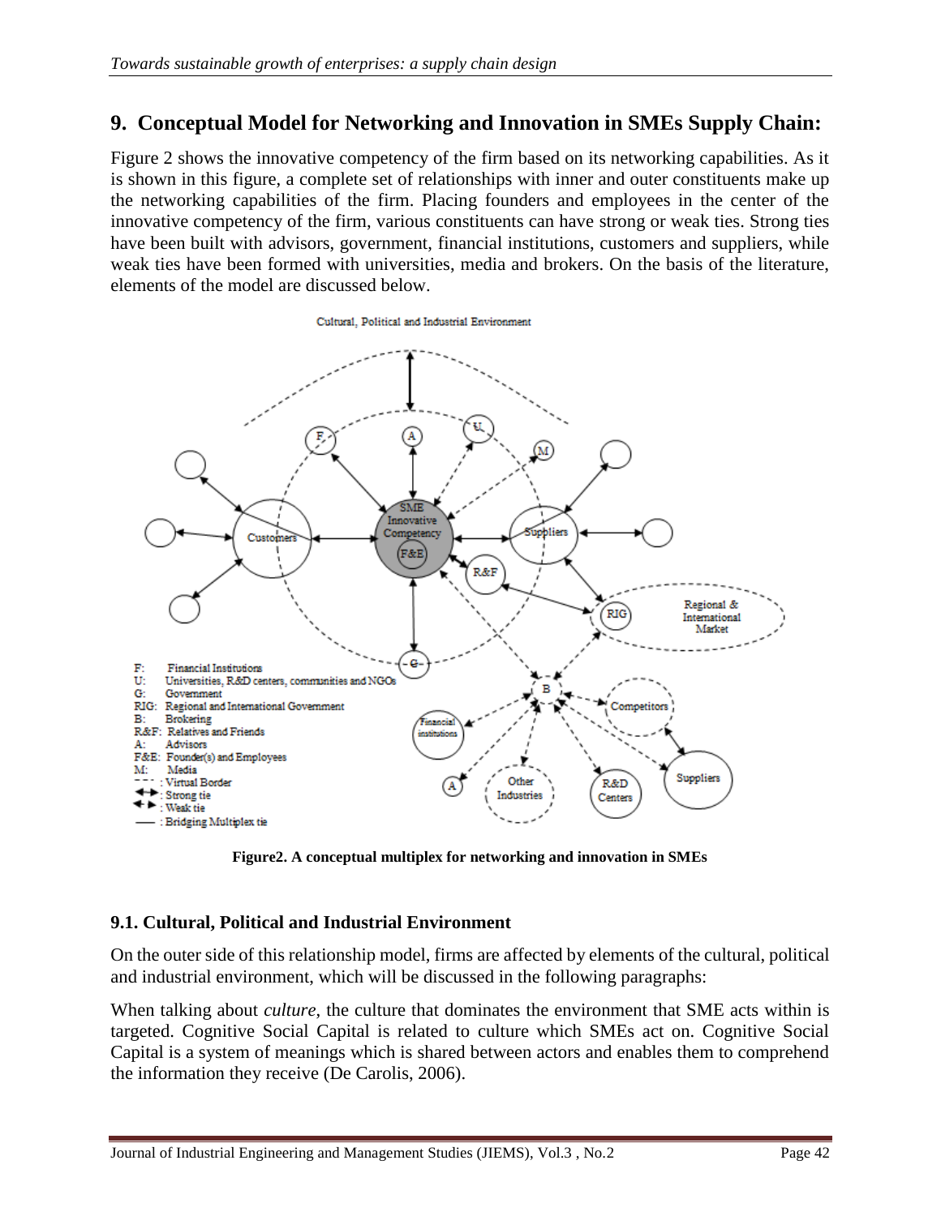## 9. Conceptual Model for Networking and Innovation in SMEs Supply Chain:

Figure 2 shows the innovative competency of the firm based on its networking capabilities. As it is shown in this figure, a complete set of relationships with inner and outer constituents make up the networking capabilities of the firm. Placing founders and employees in the center of the innovative competency of the firm, various constituents can have strong or weak ties. Strong ties have been built with advisors, government, financial institutions, customers and suppliers, while weak ties have been formed with universities, media and brokers. On the basis of the literature, elements of the model are discussed below.

Cultural, Political and Industrial Environment

F: Financial Institutions
U: Universities, R&D centers, communities and NGOs
G: Government
RIG: Regional and International Government
B: Brokering
R&F: Relatives and Friends
A: Advisors
F&E: Founder(s) and Employees
M: Media
- - - : Virtual Border
↔ : Strong tie
↔ : Weak tie
— : Bridging Multiplex tie

**Figure2. A conceptual multiplex for networking and innovation in SMEs**

### 9.1. Cultural, Political and Industrial Environment

On the outer side of this relationship model, firms are affected by elements of the cultural, political and industrial environment, which will be discussed in the following paragraphs:

When talking about *culture*, the culture that dominates the environment that SME acts within is targeted. Cognitive Social Capital is related to culture which SMEs act on. Cognitive Social Capital is a system of meanings which is shared between actors and enables them to comprehend the information they receive (De Carolis, 2006).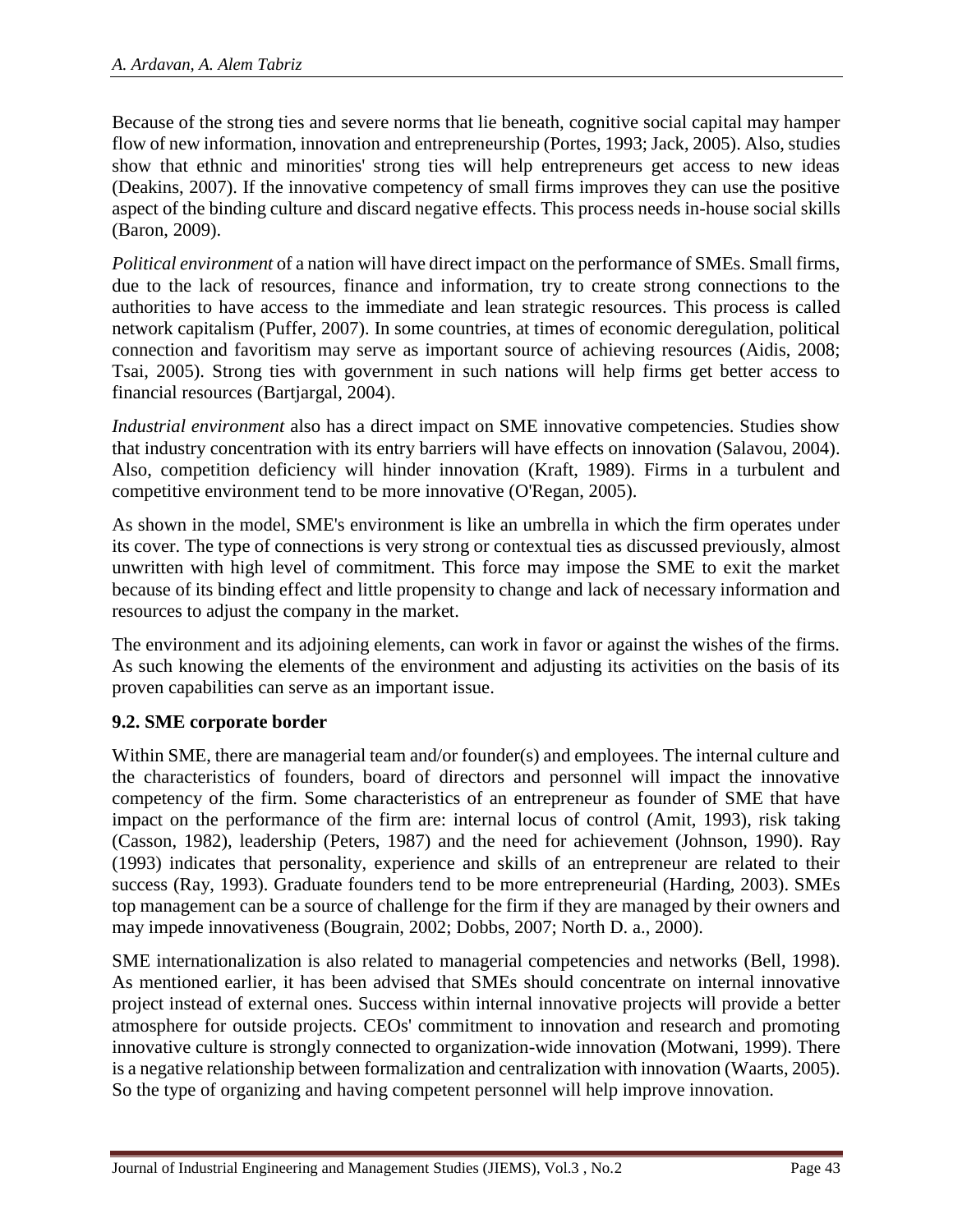Because of the strong ties and severe norms that lie beneath, cognitive social capital may hamper flow of new information, innovation and entrepreneurship (Portes, 1993; Jack, 2005). Also, studies show that ethnic and minorities' strong ties will help entrepreneurs get access to new ideas (Deakins, 2007). If the innovative competency of small firms improves they can use the positive aspect of the binding culture and discard negative effects. This process needs in-house social skills (Baron, 2009).

*Political environment* of a nation will have direct impact on the performance of SMEs. Small firms, due to the lack of resources, finance and information, try to create strong connections to the authorities to have access to the immediate and lean strategic resources. This process is called network capitalism (Puffer, 2007). In some countries, at times of economic deregulation, political connection and favoritism may serve as important source of achieving resources (Aidis, 2008; Tsai, 2005). Strong ties with government in such nations will help firms get better access to financial resources (Bartjargal, 2004).

*Industrial environment* also has a direct impact on SME innovative competencies. Studies show that industry concentration with its entry barriers will have effects on innovation (Salavou, 2004). Also, competition deficiency will hinder innovation (Kraft, 1989). Firms in a turbulent and competitive environment tend to be more innovative (O'Regan, 2005).

As shown in the model, SME's environment is like an umbrella in which the firm operates under its cover. The type of connections is very strong or contextual ties as discussed previously, almost unwritten with high level of commitment. This force may impose the SME to exit the market because of its binding effect and little propensity to change and lack of necessary information and resources to adjust the company in the market.

The environment and its adjoining elements, can work in favor or against the wishes of the firms. As such knowing the elements of the environment and adjusting its activities on the basis of its proven capabilities can serve as an important issue.

### 9.2. SME corporate border

Within SME, there are managerial team and/or founder(s) and employees. The internal culture and the characteristics of founders, board of directors and personnel will impact the innovative competency of the firm. Some characteristics of an entrepreneur as founder of SME that have impact on the performance of the firm are: internal locus of control (Amit, 1993), risk taking (Casson, 1982), leadership (Peters, 1987) and the need for achievement (Johnson, 1990). Ray (1993) indicates that personality, experience and skills of an entrepreneur are related to their success (Ray, 1993). Graduate founders tend to be more entrepreneurial (Harding, 2003). SMEs top management can be a source of challenge for the firm if they are managed by their owners and may impede innovativeness (Bougrain, 2002; Dobbs, 2007; North D. a., 2000).

SME internationalization is also related to managerial competencies and networks (Bell, 1998). As mentioned earlier, it has been advised that SMEs should concentrate on internal innovative project instead of external ones. Success within internal innovative projects will provide a better atmosphere for outside projects. CEOs' commitment to innovation and research and promoting innovative culture is strongly connected to organization-wide innovation (Motwani, 1999). There is a negative relationship between formalization and centralization with innovation (Waarts, 2005). So the type of organizing and having competent personnel will help improve innovation.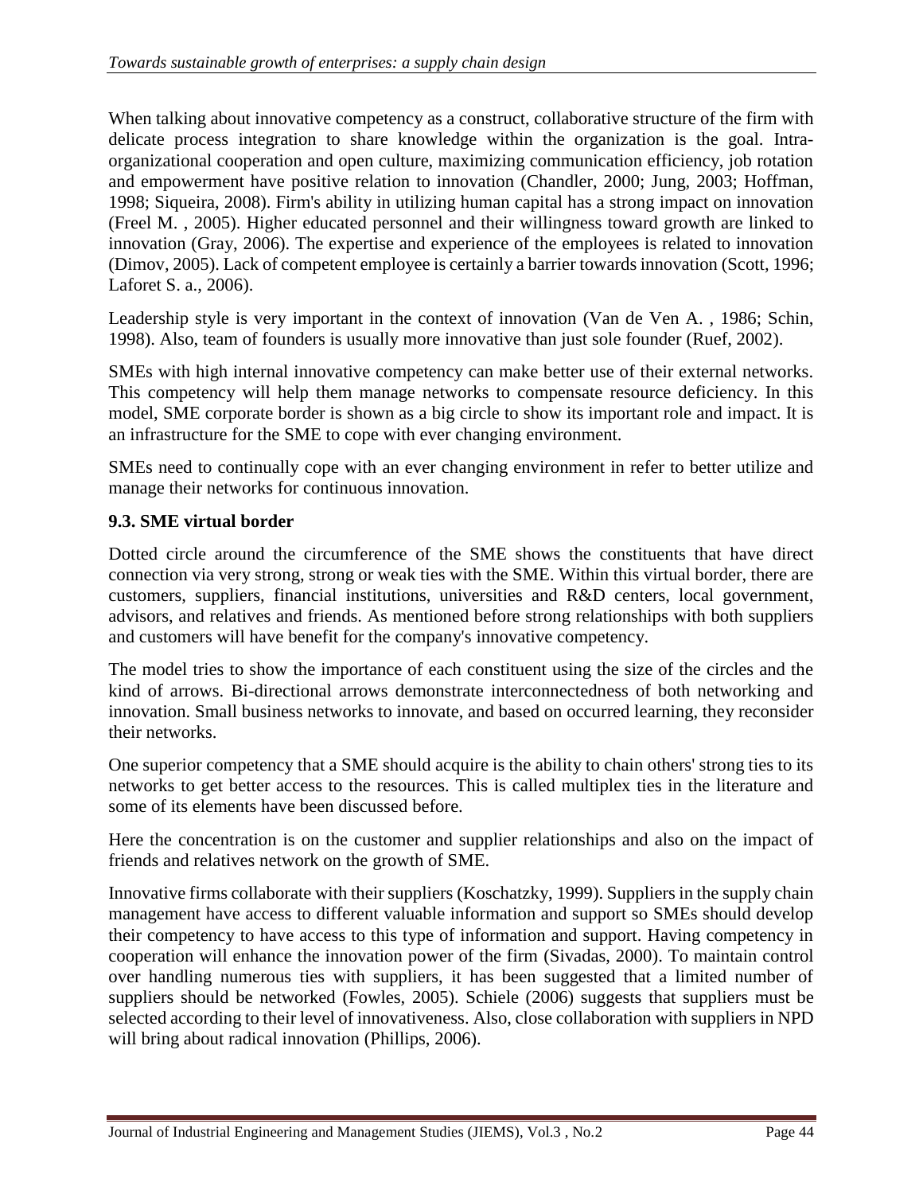When talking about innovative competency as a construct, collaborative structure of the firm with delicate process integration to share knowledge within the organization is the goal. Intra-organizational cooperation and open culture, maximizing communication efficiency, job rotation and empowerment have positive relation to innovation (Chandler, 2000; Jung, 2003; Hoffman, 1998; Siqueira, 2008). Firm's ability in utilizing human capital has a strong impact on innovation (Freel M. , 2005). Higher educated personnel and their willingness toward growth are linked to innovation (Gray, 2006). The expertise and experience of the employees is related to innovation (Dimov, 2005). Lack of competent employee is certainly a barrier towards innovation (Scott, 1996; Laforet S. a., 2006).

Leadership style is very important in the context of innovation (Van de Ven A. , 1986; Schin, 1998). Also, team of founders is usually more innovative than just sole founder (Ruef, 2002).

SMEs with high internal innovative competency can make better use of their external networks. This competency will help them manage networks to compensate resource deficiency. In this model, SME corporate border is shown as a big circle to show its important role and impact. It is an infrastructure for the SME to cope with ever changing environment.

SMEs need to continually cope with an ever changing environment in refer to better utilize and manage their networks for continuous innovation.

### 9.3. SME virtual border

Dotted circle around the circumference of the SME shows the constituents that have direct connection via very strong, strong or weak ties with the SME. Within this virtual border, there are customers, suppliers, financial institutions, universities and R&D centers, local government, advisors, and relatives and friends. As mentioned before strong relationships with both suppliers and customers will have benefit for the company's innovative competency.

The model tries to show the importance of each constituent using the size of the circles and the kind of arrows. Bi-directional arrows demonstrate interconnectedness of both networking and innovation. Small business networks to innovate, and based on occurred learning, they reconsider their networks.

One superior competency that a SME should acquire is the ability to chain others' strong ties to its networks to get better access to the resources. This is called multiplex ties in the literature and some of its elements have been discussed before.

Here the concentration is on the customer and supplier relationships and also on the impact of friends and relatives network on the growth of SME.

Innovative firms collaborate with their suppliers (Koschatzky, 1999). Suppliers in the supply chain management have access to different valuable information and support so SMEs should develop their competency to have access to this type of information and support. Having competency in cooperation will enhance the innovation power of the firm (Sivadas, 2000). To maintain control over handling numerous ties with suppliers, it has been suggested that a limited number of suppliers should be networked (Fowles, 2005). Schiele (2006) suggests that suppliers must be selected according to their level of innovativeness. Also, close collaboration with suppliers in NPD will bring about radical innovation (Phillips, 2006).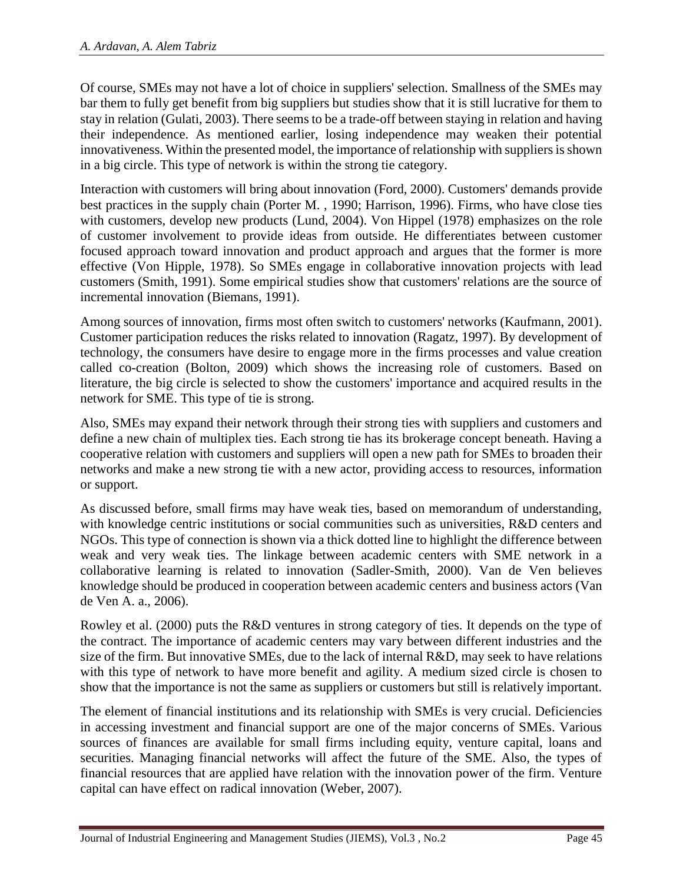Of course, SMEs may not have a lot of choice in suppliers' selection. Smallness of the SMEs may bar them to fully get benefit from big suppliers but studies show that it is still lucrative for them to stay in relation (Gulati, 2003). There seems to be a trade-off between staying in relation and having their independence. As mentioned earlier, losing independence may weaken their potential innovativeness. Within the presented model, the importance of relationship with suppliers is shown in a big circle. This type of network is within the strong tie category.

Interaction with customers will bring about innovation (Ford, 2000). Customers' demands provide best practices in the supply chain (Porter M. , 1990; Harrison, 1996). Firms, who have close ties with customers, develop new products (Lund, 2004). Von Hippel (1978) emphasizes on the role of customer involvement to provide ideas from outside. He differentiates between customer focused approach toward innovation and product approach and argues that the former is more effective (Von Hipple, 1978). So SMEs engage in collaborative innovation projects with lead customers (Smith, 1991). Some empirical studies show that customers' relations are the source of incremental innovation (Biemans, 1991).

Among sources of innovation, firms most often switch to customers' networks (Kaufmann, 2001). Customer participation reduces the risks related to innovation (Ragatz, 1997). By development of technology, the consumers have desire to engage more in the firms processes and value creation called co-creation (Bolton, 2009) which shows the increasing role of customers. Based on literature, the big circle is selected to show the customers' importance and acquired results in the network for SME. This type of tie is strong.

Also, SMEs may expand their network through their strong ties with suppliers and customers and define a new chain of multiplex ties. Each strong tie has its brokerage concept beneath. Having a cooperative relation with customers and suppliers will open a new path for SMEs to broaden their networks and make a new strong tie with a new actor, providing access to resources, information or support.

As discussed before, small firms may have weak ties, based on memorandum of understanding, with knowledge centric institutions or social communities such as universities, R&D centers and NGOs. This type of connection is shown via a thick dotted line to highlight the difference between weak and very weak ties. The linkage between academic centers with SME network in a collaborative learning is related to innovation (Sadler-Smith, 2000). Van de Ven believes knowledge should be produced in cooperation between academic centers and business actors (Van de Ven A. a., 2006).

Rowley et al. (2000) puts the R&D ventures in strong category of ties. It depends on the type of the contract. The importance of academic centers may vary between different industries and the size of the firm. But innovative SMEs, due to the lack of internal R&D, may seek to have relations with this type of network to have more benefit and agility. A medium sized circle is chosen to show that the importance is not the same as suppliers or customers but still is relatively important.

The element of financial institutions and its relationship with SMEs is very crucial. Deficiencies in accessing investment and financial support are one of the major concerns of SMEs. Various sources of finances are available for small firms including equity, venture capital, loans and securities. Managing financial networks will affect the future of the SME. Also, the types of financial resources that are applied have relation with the innovation power of the firm. Venture capital can have effect on radical innovation (Weber, 2007).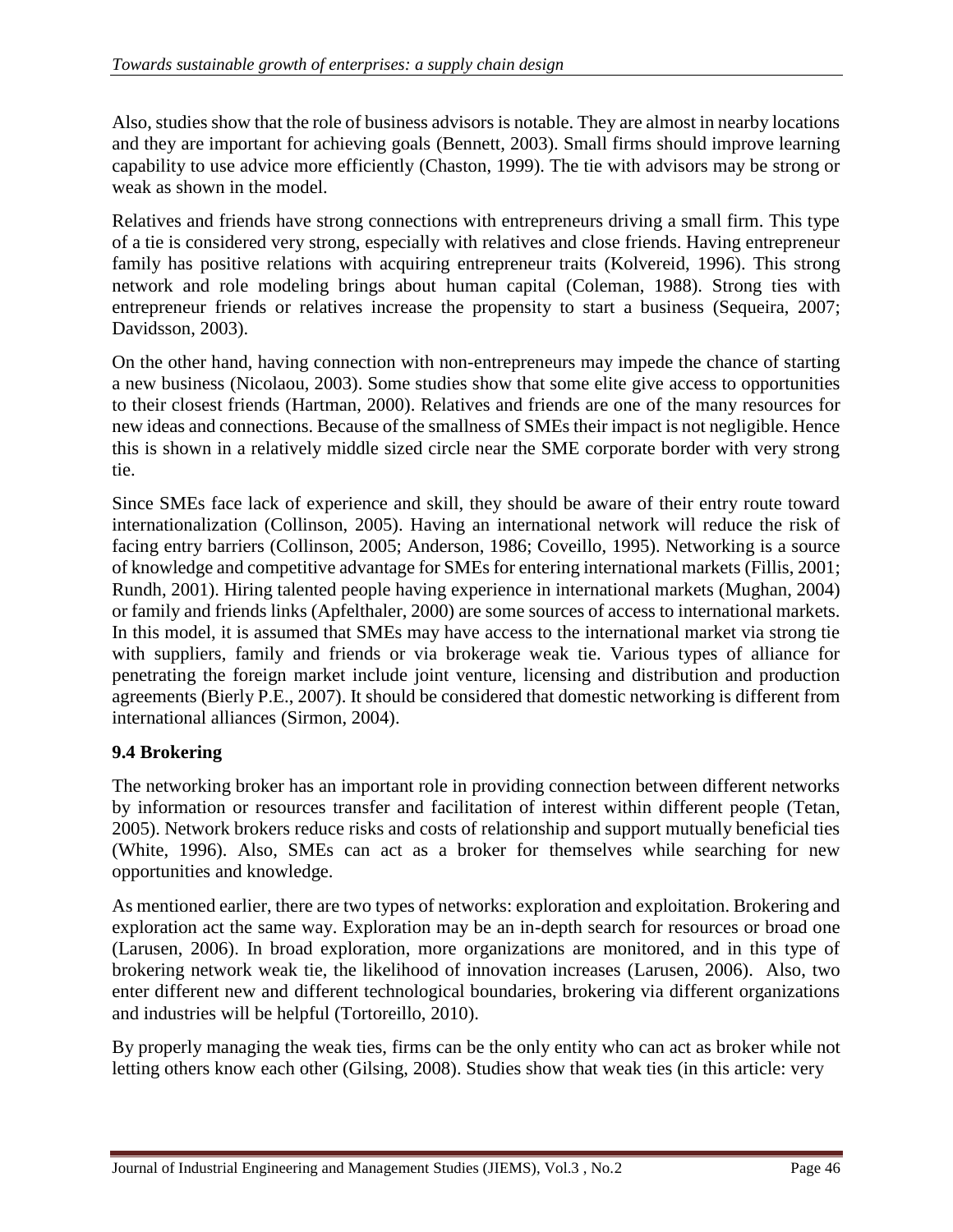Also, studies show that the role of business advisors is notable. They are almost in nearby locations and they are important for achieving goals (Bennett, 2003). Small firms should improve learning capability to use advice more efficiently (Chaston, 1999). The tie with advisors may be strong or weak as shown in the model.

Relatives and friends have strong connections with entrepreneurs driving a small firm. This type of a tie is considered very strong, especially with relatives and close friends. Having entrepreneur family has positive relations with acquiring entrepreneur traits (Kolvereid, 1996). This strong network and role modeling brings about human capital (Coleman, 1988). Strong ties with entrepreneur friends or relatives increase the propensity to start a business (Sequeira, 2007; Davidsson, 2003).

On the other hand, having connection with non-entrepreneurs may impede the chance of starting a new business (Nicolaou, 2003). Some studies show that some elite give access to opportunities to their closest friends (Hartman, 2000). Relatives and friends are one of the many resources for new ideas and connections. Because of the smallness of SMEs their impact is not negligible. Hence this is shown in a relatively middle sized circle near the SME corporate border with very strong tie.

Since SMEs face lack of experience and skill, they should be aware of their entry route toward internationalization (Collinson, 2005). Having an international network will reduce the risk of facing entry barriers (Collinson, 2005; Anderson, 1986; Coveillo, 1995). Networking is a source of knowledge and competitive advantage for SMEs for entering international markets (Fillis, 2001; Rundh, 2001). Hiring talented people having experience in international markets (Mughan, 2004) or family and friends links (Apfelthaler, 2000) are some sources of access to international markets. In this model, it is assumed that SMEs may have access to the international market via strong tie with suppliers, family and friends or via brokerage weak tie. Various types of alliance for penetrating the foreign market include joint venture, licensing and distribution and production agreements (Bierly P.E., 2007). It should be considered that domestic networking is different from international alliances (Sirmon, 2004).

### 9.4 Brokering

The networking broker has an important role in providing connection between different networks by information or resources transfer and facilitation of interest within different people (Tetan, 2005). Network brokers reduce risks and costs of relationship and support mutually beneficial ties (White, 1996). Also, SMEs can act as a broker for themselves while searching for new opportunities and knowledge.

As mentioned earlier, there are two types of networks: exploration and exploitation. Brokering and exploration act the same way. Exploration may be an in-depth search for resources or broad one (Larusen, 2006). In broad exploration, more organizations are monitored, and in this type of brokering network weak tie, the likelihood of innovation increases (Larusen, 2006). Also, two enter different new and different technological boundaries, brokering via different organizations and industries will be helpful (Tortoreillo, 2010).

By properly managing the weak ties, firms can be the only entity who can act as broker while not letting others know each other (Gilsing, 2008). Studies show that weak ties (in this article: very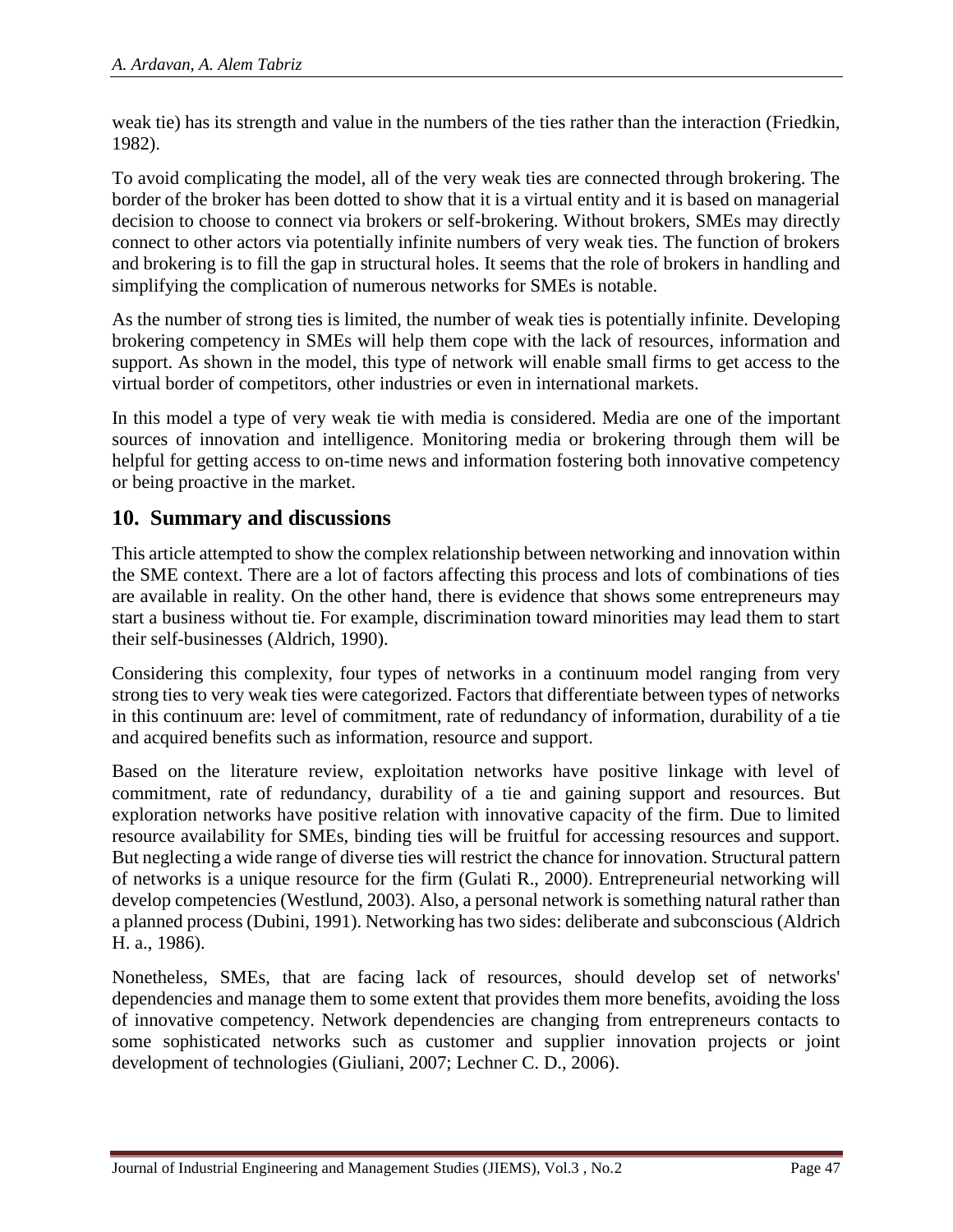weak tie) has its strength and value in the numbers of the ties rather than the interaction (Friedkin, 1982).

To avoid complicating the model, all of the very weak ties are connected through brokering. The border of the broker has been dotted to show that it is a virtual entity and it is based on managerial decision to choose to connect via brokers or self-brokering. Without brokers, SMEs may directly connect to other actors via potentially infinite numbers of very weak ties. The function of brokers and brokering is to fill the gap in structural holes. It seems that the role of brokers in handling and simplifying the complication of numerous networks for SMEs is notable.

As the number of strong ties is limited, the number of weak ties is potentially infinite. Developing brokering competency in SMEs will help them cope with the lack of resources, information and support. As shown in the model, this type of network will enable small firms to get access to the virtual border of competitors, other industries or even in international markets.

In this model a type of very weak tie with media is considered. Media are one of the important sources of innovation and intelligence. Monitoring media or brokering through them will be helpful for getting access to on-time news and information fostering both innovative competency or being proactive in the market.

## 10. Summary and discussions

This article attempted to show the complex relationship between networking and innovation within the SME context. There are a lot of factors affecting this process and lots of combinations of ties are available in reality. On the other hand, there is evidence that shows some entrepreneurs may start a business without tie. For example, discrimination toward minorities may lead them to start their self-businesses (Aldrich, 1990).

Considering this complexity, four types of networks in a continuum model ranging from very strong ties to very weak ties were categorized. Factors that differentiate between types of networks in this continuum are: level of commitment, rate of redundancy of information, durability of a tie and acquired benefits such as information, resource and support.

Based on the literature review, exploitation networks have positive linkage with level of commitment, rate of redundancy, durability of a tie and gaining support and resources. But exploration networks have positive relation with innovative capacity of the firm. Due to limited resource availability for SMEs, binding ties will be fruitful for accessing resources and support. But neglecting a wide range of diverse ties will restrict the chance for innovation. Structural pattern of networks is a unique resource for the firm (Gulati R., 2000). Entrepreneurial networking will develop competencies (Westlund, 2003). Also, a personal network is something natural rather than a planned process (Dubini, 1991). Networking has two sides: deliberate and subconscious (Aldrich H. a., 1986).

Nonetheless, SMEs, that are facing lack of resources, should develop set of networks' dependencies and manage them to some extent that provides them more benefits, avoiding the loss of innovative competency. Network dependencies are changing from entrepreneurs contacts to some sophisticated networks such as customer and supplier innovation projects or joint development of technologies (Giuliani, 2007; Lechner C. D., 2006).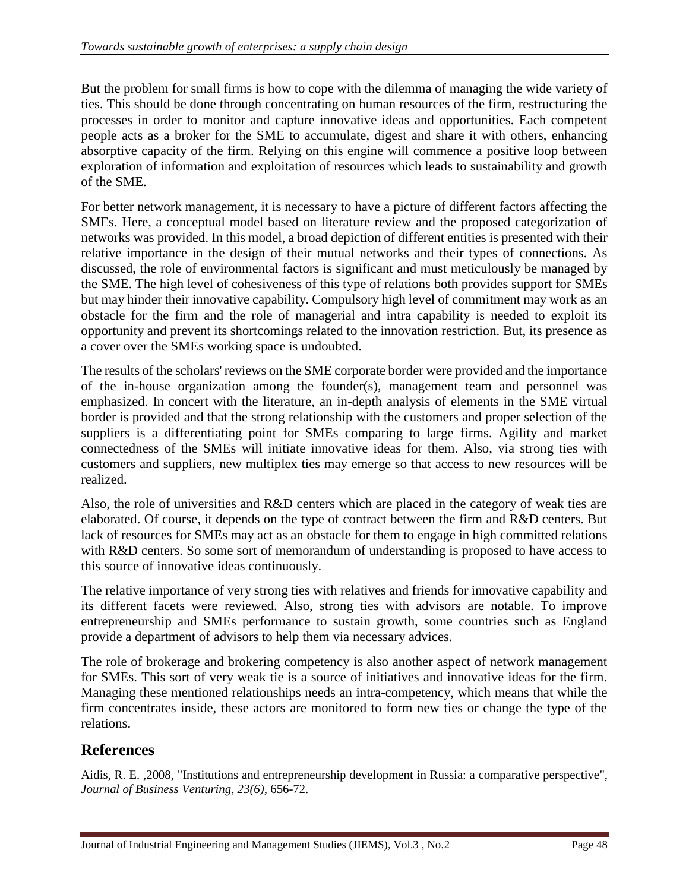But the problem for small firms is how to cope with the dilemma of managing the wide variety of ties. This should be done through concentrating on human resources of the firm, restructuring the processes in order to monitor and capture innovative ideas and opportunities. Each competent people acts as a broker for the SME to accumulate, digest and share it with others, enhancing absorptive capacity of the firm. Relying on this engine will commence a positive loop between exploration of information and exploitation of resources which leads to sustainability and growth of the SME.

For better network management, it is necessary to have a picture of different factors affecting the SMEs. Here, a conceptual model based on literature review and the proposed categorization of networks was provided. In this model, a broad depiction of different entities is presented with their relative importance in the design of their mutual networks and their types of connections. As discussed, the role of environmental factors is significant and must meticulously be managed by the SME. The high level of cohesiveness of this type of relations both provides support for SMEs but may hinder their innovative capability. Compulsory high level of commitment may work as an obstacle for the firm and the role of managerial and intra capability is needed to exploit its opportunity and prevent its shortcomings related to the innovation restriction. But, its presence as a cover over the SMEs working space is undoubted.

The results of the scholars' reviews on the SME corporate border were provided and the importance of the in-house organization among the founder(s), management team and personnel was emphasized. In concert with the literature, an in-depth analysis of elements in the SME virtual border is provided and that the strong relationship with the customers and proper selection of the suppliers is a differentiating point for SMEs comparing to large firms. Agility and market connectedness of the SMEs will initiate innovative ideas for them. Also, via strong ties with customers and suppliers, new multiplex ties may emerge so that access to new resources will be realized.

Also, the role of universities and R&D centers which are placed in the category of weak ties are elaborated. Of course, it depends on the type of contract between the firm and R&D centers. But lack of resources for SMEs may act as an obstacle for them to engage in high committed relations with R&D centers. So some sort of memorandum of understanding is proposed to have access to this source of innovative ideas continuously.

The relative importance of very strong ties with relatives and friends for innovative capability and its different facets were reviewed. Also, strong ties with advisors are notable. To improve entrepreneurship and SMEs performance to sustain growth, some countries such as England provide a department of advisors to help them via necessary advices.

The role of brokerage and brokering competency is also another aspect of network management for SMEs. This sort of very weak tie is a source of initiatives and innovative ideas for the firm. Managing these mentioned relationships needs an intra-competency, which means that while the firm concentrates inside, these actors are monitored to form new ties or change the type of the relations.

## References

Aidis, R. E. ,2008, "Institutions and entrepreneurship development in Russia: a comparative perspective", *Journal of Business Venturing, 23(6)*, 656-72.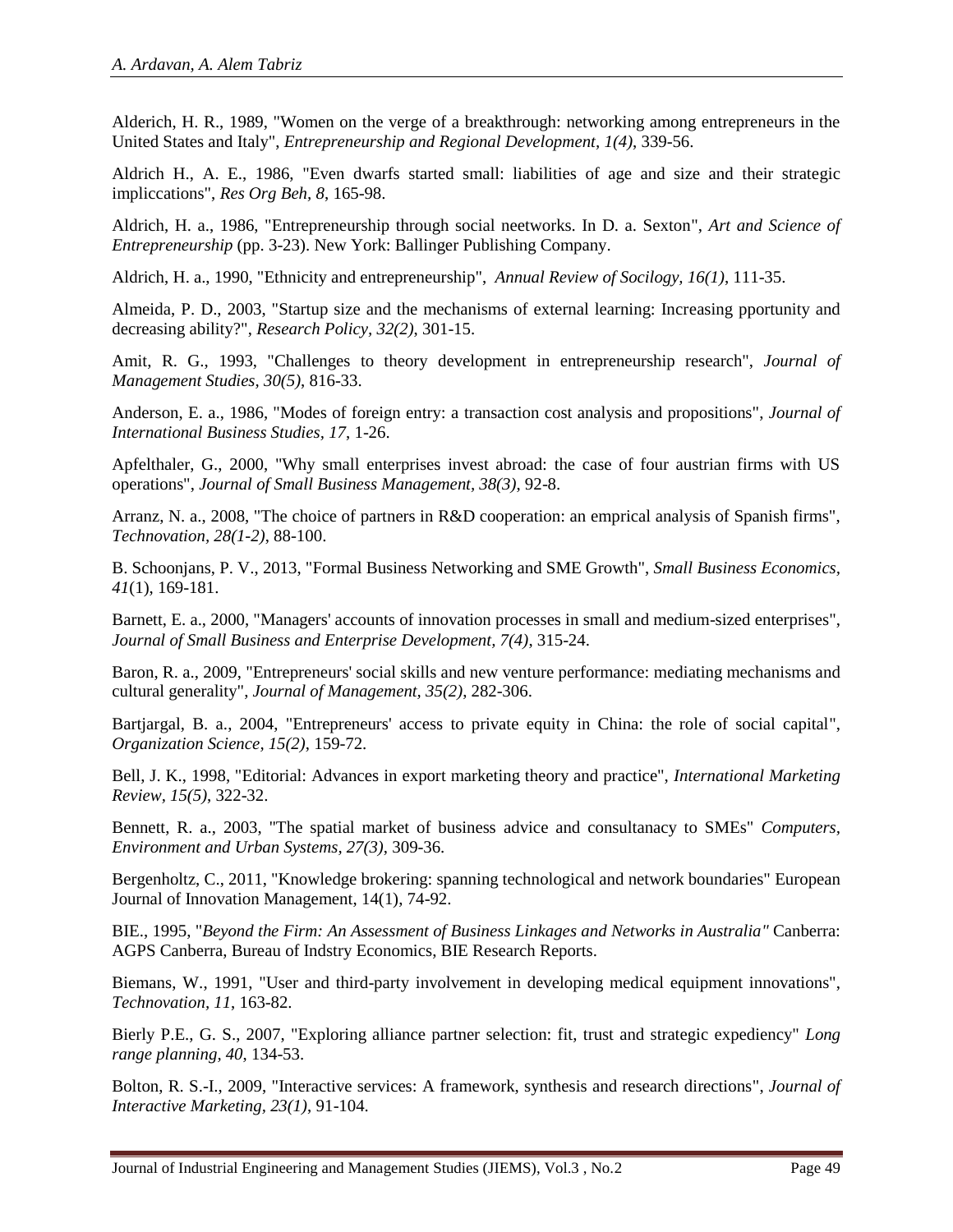Alderich, H. R., 1989, "Women on the verge of a breakthrough: networking among entrepreneurs in the United States and Italy", *Entrepreneurship and Regional Development, 1(4)*, 339-56.

Aldrich H., A. E., 1986, "Even dwarfs started small: liabilities of age and size and their strategic impliccations", *Res Org Beh, 8*, 165-98.

Aldrich, H. a., 1986, "Entrepreneurship through social neetworks. In D. a. Sexton", *Art and Science of Entrepreneurship* (pp. 3-23). New York: Ballinger Publishing Company.

Aldrich, H. a., 1990, "Ethnicity and entrepreneurship", *Annual Review of Socilogy, 16(1)*, 111-35.

Almeida, P. D., 2003, "Startup size and the mechanisms of external learning: Increasing pportunity and decreasing ability?", *Research Policy, 32(2)*, 301-15.

Amit, R. G., 1993, "Challenges to theory development in entrepreneurship research", *Journal of Management Studies, 30(5)*, 816-33.

Anderson, E. a., 1986, "Modes of foreign entry: a transaction cost analysis and propositions", *Journal of International Business Studies, 17*, 1-26.

Apfelthaler, G., 2000, "Why small enterprises invest abroad: the case of four austrian firms with US operations", *Journal of Small Business Management, 38(3)*, 92-8.

Arranz, N. a., 2008, "The choice of partners in R&D cooperation: an emprical analysis of Spanish firms", *Technovation, 28(1-2)*, 88-100.

B. Schoonjans, P. V., 2013, "Formal Business Networking and SME Growth", *Small Business Economics*, *41*(1), 169-181.

Barnett, E. a., 2000, "Managers' accounts of innovation processes in small and medium-sized enterprises", *Journal of Small Business and Enterprise Development, 7(4)*, 315-24.

Baron, R. a., 2009, "Entrepreneurs' social skills and new venture performance: mediating mechanisms and cultural generality", *Journal of Management, 35(2)*, 282-306.

Bartjargal, B. a., 2004, "Entrepreneurs' access to private equity in China: the role of social capital", *Organization Science, 15(2)*, 159-72.

Bell, J. K., 1998, "Editorial: Advances in export marketing theory and practice", *International Marketing Review, 15(5)*, 322-32.

Bennett, R. a., 2003, "The spatial market of business advice and consultanacy to SMEs" *Computers, Environment and Urban Systems, 27(3)*, 309-36.

Bergenholtz, C., 2011, "Knowledge brokering: spanning technological and network boundaries" European Journal of Innovation Management, 14(1), 74-92.

BIE., 1995, "*Beyond the Firm: An Assessment of Business Linkages and Networks in Australia"* Canberra: AGPS Canberra, Bureau of Indstry Economics, BIE Research Reports.

Biemans, W., 1991, "User and third-party involvement in developing medical equipment innovations", *Technovation, 11*, 163-82.

Bierly P.E., G. S., 2007, "Exploring alliance partner selection: fit, trust and strategic expediency" *Long range planning, 40*, 134-53.

Bolton, R. S.-I., 2009, "Interactive services: A framework, synthesis and research directions", *Journal of Interactive Marketing, 23(1)*, 91-104.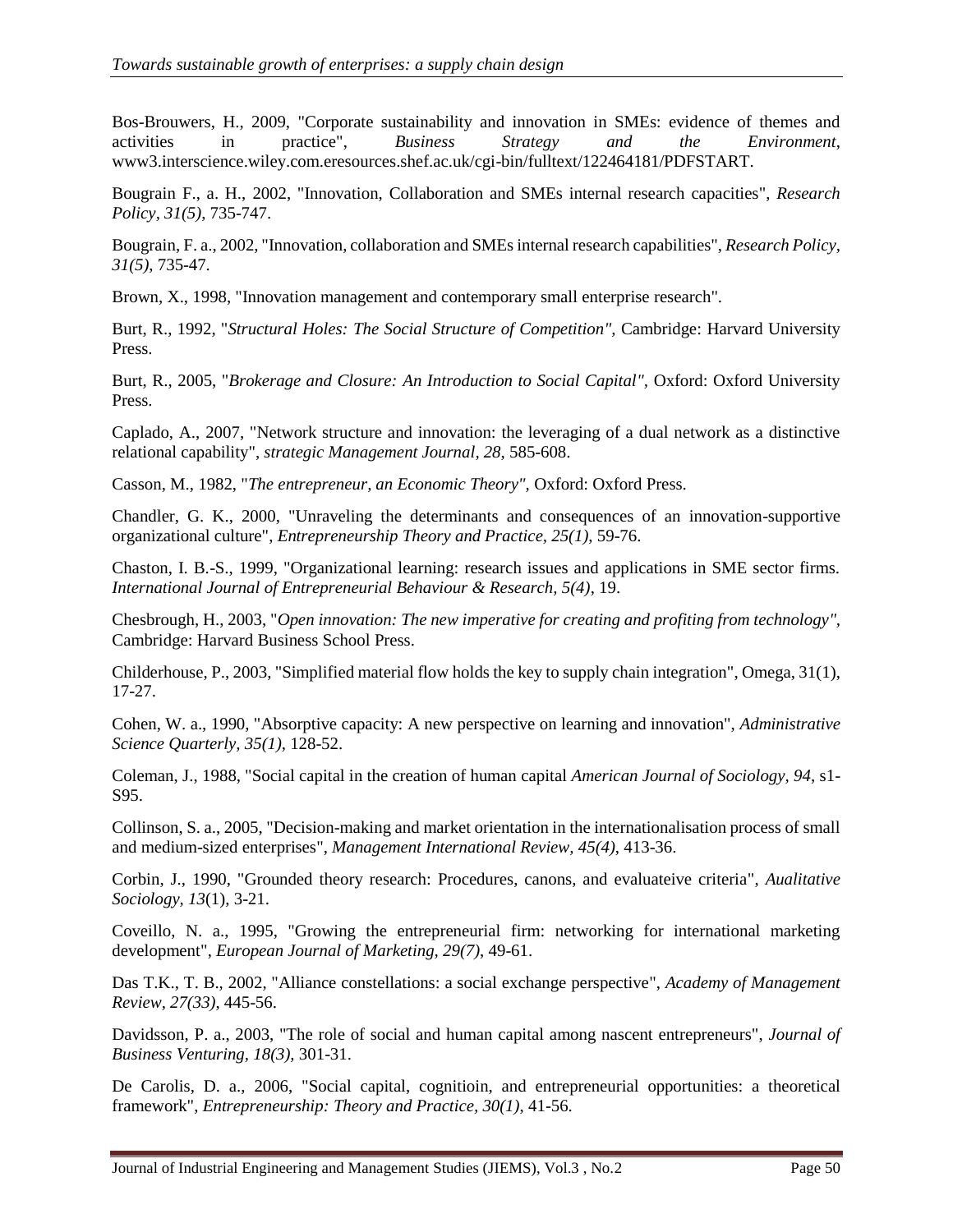Bos-Brouwers, H., 2009, "Corporate sustainability and innovation in SMEs: evidence of themes and activities in practice", *Business Strategy and the Environment*, www3.interscience.wiley.com.eresources.shef.ac.uk/cgi-bin/fulltext/122464181/PDFSTART.

Bougrain F., a. H., 2002, "Innovation, Collaboration and SMEs internal research capacities", *Research Policy, 31(5)*, 735-747.

Bougrain, F. a., 2002, "Innovation, collaboration and SMEs internal research capabilities", *Research Policy, 31(5)*, 735-47.

Brown, X., 1998, "Innovation management and contemporary small enterprise research".

Burt, R., 1992, "*Structural Holes: The Social Structure of Competition"*, Cambridge: Harvard University Press.

Burt, R., 2005, "*Brokerage and Closure: An Introduction to Social Capital"*, Oxford: Oxford University Press.

Caplado, A., 2007, "Network structure and innovation: the leveraging of a dual network as a distinctive relational capability", *strategic Management Journal, 28*, 585-608.

Casson, M., 1982, "*The entrepreneur, an Economic Theory"*, Oxford: Oxford Press.

Chandler, G. K., 2000, "Unraveling the determinants and consequences of an innovation-supportive organizational culture", *Entrepreneurship Theory and Practice, 25(1)*, 59-76.

Chaston, I. B.-S., 1999, "Organizational learning: research issues and applications in SME sector firms. *International Journal of Entrepreneurial Behaviour & Research, 5(4)*, 19.

Chesbrough, H., 2003, "*Open innovation: The new imperative for creating and profiting from technology"*, Cambridge: Harvard Business School Press.

Childerhouse, P., 2003, "Simplified material flow holds the key to supply chain integration", Omega, 31(1), 17-27.

Cohen, W. a., 1990, "Absorptive capacity: A new perspective on learning and innovation", *Administrative Science Quarterly, 35(1)*, 128-52.

Coleman, J., 1988, "Social capital in the creation of human capital *American Journal of Sociology, 94*, s1-S95.

Collinson, S. a., 2005, "Decision-making and market orientation in the internationalisation process of small and medium-sized enterprises", *Management International Review, 45(4)*, 413-36.

Corbin, J., 1990, "Grounded theory research: Procedures, canons, and evaluateive criteria", *Aualitative Sociology, 13*(1), 3-21.

Coveillo, N. a., 1995, "Growing the entrepreneurial firm: networking for international marketing development", *European Journal of Marketing, 29(7)*, 49-61.

Das T.K., T. B., 2002, "Alliance constellations: a social exchange perspective", *Academy of Management Review, 27(33)*, 445-56.

Davidsson, P. a., 2003, "The role of social and human capital among nascent entrepreneurs", *Journal of Business Venturing, 18(3)*, 301-31.

De Carolis, D. a., 2006, "Social capital, cognitioin, and entrepreneurial opportunities: a theoretical framework", *Entrepreneurship: Theory and Practice, 30(1)*, 41-56.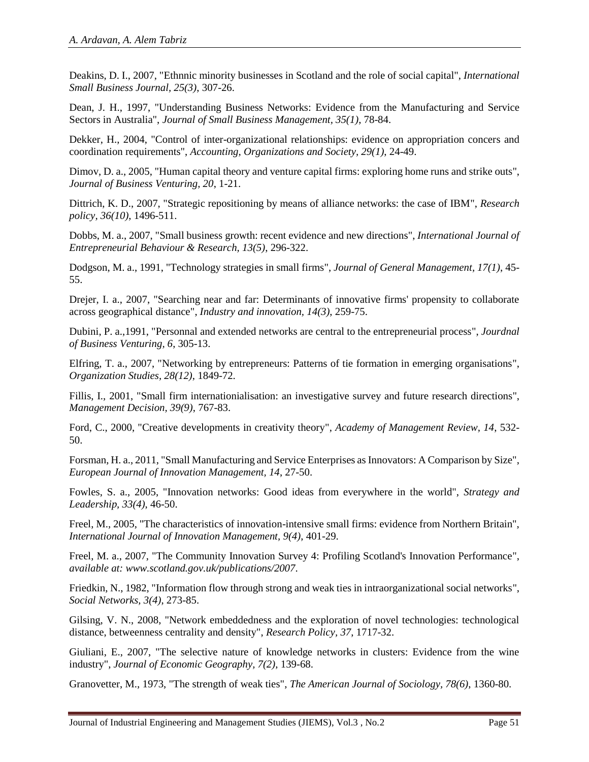Deakins, D. I., 2007, "Ethnnic minority businesses in Scotland and the role of social capital", *International Small Business Journal, 25(3)*, 307-26.

Dean, J. H., 1997, "Understanding Business Networks: Evidence from the Manufacturing and Service Sectors in Australia", *Journal of Small Business Management, 35(1)*, 78-84.

Dekker, H., 2004, "Control of inter-organizational relationships: evidence on appropriation concers and coordination requirements", *Accounting, Organizations and Society, 29(1)*, 24-49.

Dimov, D. a., 2005, "Human capital theory and venture capital firms: exploring home runs and strike outs", *Journal of Business Venturing, 20*, 1-21.

Dittrich, K. D., 2007, "Strategic repositioning by means of alliance networks: the case of IBM", *Research policy, 36(10)*, 1496-511.

Dobbs, M. a., 2007, "Small business growth: recent evidence and new directions", *International Journal of Entrepreneurial Behaviour & Research, 13(5)*, 296-322.

Dodgson, M. a., 1991, "Technology strategies in small firms", *Journal of General Management, 17(1)*, 45-55.

Drejer, I. a., 2007, "Searching near and far: Determinants of innovative firms' propensity to collaborate across geographical distance", *Industry and innovation, 14(3)*, 259-75.

Dubini, P. a.,1991, "Personnal and extended networks are central to the entrepreneurial process", *Jourdnal of Business Venturing, 6*, 305-13.

Elfring, T. a., 2007, "Networking by entrepreneurs: Patterns of tie formation in emerging organisations", *Organization Studies, 28(12)*, 1849-72.

Fillis, I., 2001, "Small firm internationialisation: an investigative survey and future research directions", *Management Decision, 39(9)*, 767-83.

Ford, C., 2000, "Creative developments in creativity theory", *Academy of Management Review, 14*, 532-50.

Forsman, H. a., 2011, "Small Manufacturing and Service Enterprises as Innovators: A Comparison by Size", *European Journal of Innovation Management, 14*, 27-50.

Fowles, S. a., 2005, "Innovation networks: Good ideas from everywhere in the world", *Strategy and Leadership, 33(4)*, 46-50.

Freel, M., 2005, "The characteristics of innovation-intensive small firms: evidence from Northern Britain", *International Journal of Innovation Management, 9(4)*, 401-29.

Freel, M. a., 2007, "The Community Innovation Survey 4: Profiling Scotland's Innovation Performance", *available at: www.scotland.gov.uk/publications/2007*.

Friedkin, N., 1982, "Information flow through strong and weak ties in intraorganizational social networks", *Social Networks, 3(4)*, 273-85.

Gilsing, V. N., 2008, "Network embeddedness and the exploration of novel technologies: technological distance, betweenness centrality and density", *Research Policy, 37*, 1717-32.

Giuliani, E., 2007, "The selective nature of knowledge networks in clusters: Evidence from the wine industry", *Journal of Economic Geography, 7(2)*, 139-68.

Granovetter, M., 1973, "The strength of weak ties", *The American Journal of Sociology, 78(6)*, 1360-80.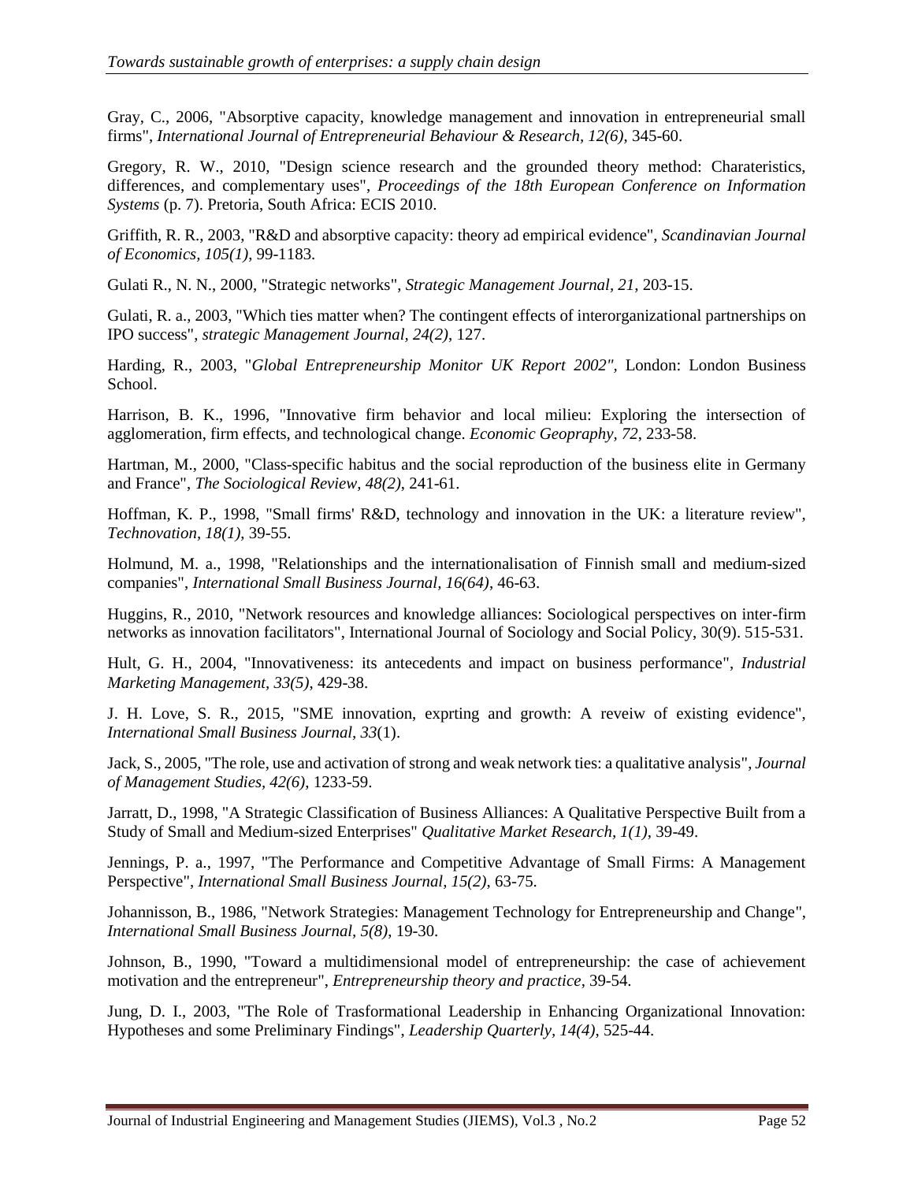Gray, C., 2006, "Absorptive capacity, knowledge management and innovation in entrepreneurial small firms", *International Journal of Entrepreneurial Behaviour & Research, 12(6)*, 345-60.

Gregory, R. W., 2010, "Design science research and the grounded theory method: Charateristics, differences, and complementary uses", *Proceedings of the 18th European Conference on Information Systems* (p. 7). Pretoria, South Africa: ECIS 2010.

Griffith, R. R., 2003, "R&D and absorptive capacity: theory ad empirical evidence", *Scandinavian Journal of Economics, 105(1)*, 99-1183.

Gulati R., N. N., 2000, "Strategic networks", *Strategic Management Journal, 21*, 203-15.

Gulati, R. a., 2003, "Which ties matter when? The contingent effects of interorganizational partnerships on IPO success", *strategic Management Journal, 24(2)*, 127.

Harding, R., 2003, "*Global Entrepreneurship Monitor UK Report 2002"*, London: London Business School.

Harrison, B. K., 1996, "Innovative firm behavior and local milieu: Exploring the intersection of agglomeration, firm effects, and technological change. *Economic Geopraphy, 72*, 233-58.

Hartman, M., 2000, "Class-specific habitus and the social reproduction of the business elite in Germany and France", *The Sociological Review, 48(2)*, 241-61.

Hoffman, K. P., 1998, "Small firms' R&D, technology and innovation in the UK: a literature review", *Technovation, 18(1)*, 39-55.

Holmund, M. a., 1998, "Relationships and the internationalisation of Finnish small and medium-sized companies", *International Small Business Journal, 16(64)*, 46-63.

Huggins, R., 2010, "Network resources and knowledge alliances: Sociological perspectives on inter-firm networks as innovation facilitators", International Journal of Sociology and Social Policy, 30(9). 515-531.

Hult, G. H., 2004, "Innovativeness: its antecedents and impact on business performance", *Industrial Marketing Management, 33(5)*, 429-38.

J. H. Love, S. R., 2015, "SME innovation, exprting and growth: A reveiw of existing evidence", *International Small Business Journal, 33*(1).

Jack, S., 2005, "The role, use and activation of strong and weak network ties: a qualitative analysis", *Journal of Management Studies, 42(6)*, 1233-59.

Jarratt, D., 1998, "A Strategic Classification of Business Alliances: A Qualitative Perspective Built from a Study of Small and Medium-sized Enterprises" *Qualitative Market Research, 1(1)*, 39-49.

Jennings, P. a., 1997, "The Performance and Competitive Advantage of Small Firms: A Management Perspective", *International Small Business Journal, 15(2)*, 63-75.

Johannisson, B., 1986, "Network Strategies: Management Technology for Entrepreneurship and Change", *International Small Business Journal, 5(8)*, 19-30.

Johnson, B., 1990, "Toward a multidimensional model of entrepreneurship: the case of achievement motivation and the entrepreneur", *Entrepreneurship theory and practice*, 39-54.

Jung, D. I., 2003, "The Role of Trasformational Leadership in Enhancing Organizational Innovation: Hypotheses and some Preliminary Findings", *Leadership Quarterly, 14(4)*, 525-44.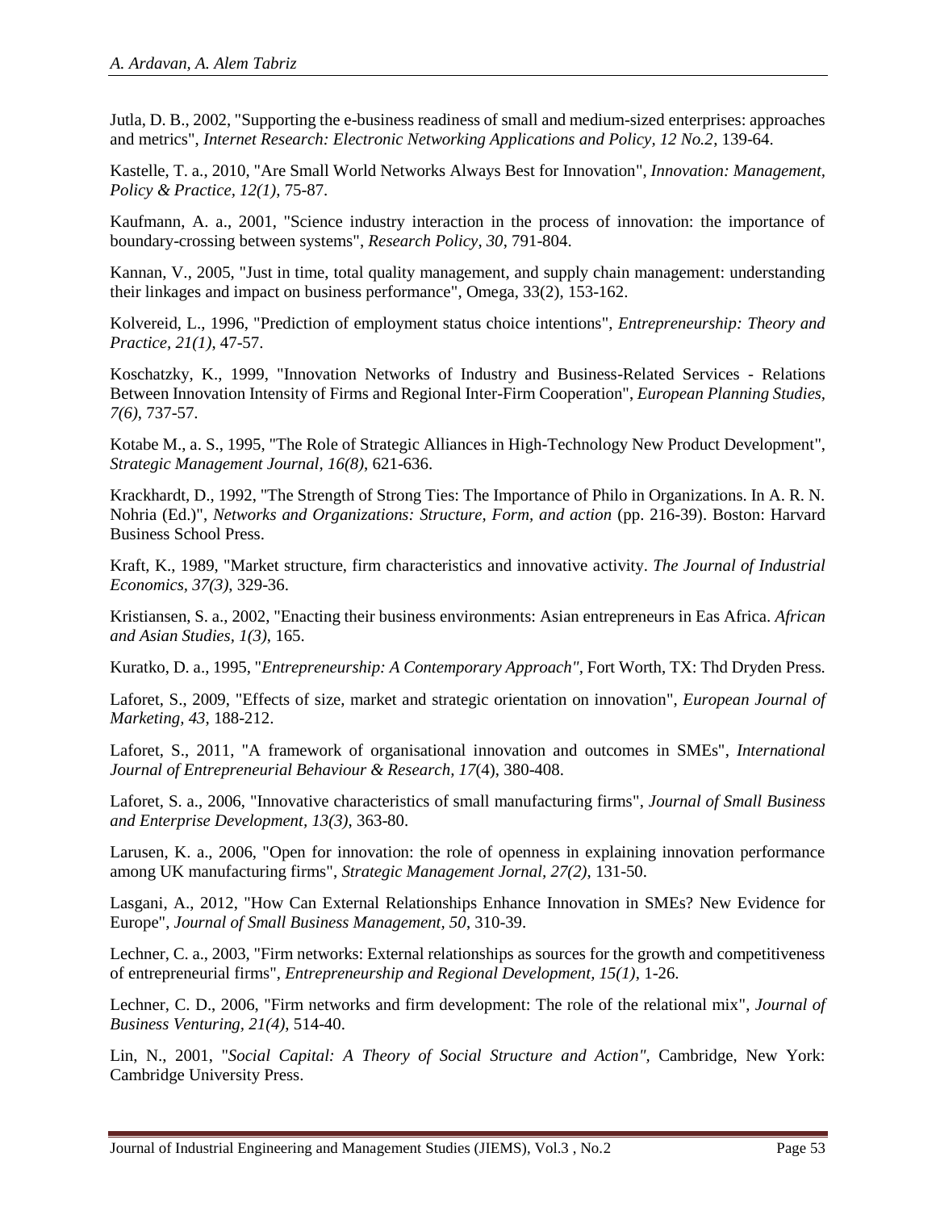Jutla, D. B., 2002, "Supporting the e-business readiness of small and medium-sized enterprises: approaches and metrics", *Internet Research: Electronic Networking Applications and Policy, 12 No.2*, 139-64.

Kastelle, T. a., 2010, "Are Small World Networks Always Best for Innovation", *Innovation: Management, Policy & Practice, 12(1)*, 75-87.

Kaufmann, A. a., 2001, "Science industry interaction in the process of innovation: the importance of boundary-crossing between systems", *Research Policy, 30*, 791-804.

Kannan, V., 2005, "Just in time, total quality management, and supply chain management: understanding their linkages and impact on business performance", Omega, 33(2), 153-162.

Kolvereid, L., 1996, "Prediction of employment status choice intentions", *Entrepreneurship: Theory and Practice, 21(1)*, 47-57.

Koschatzky, K., 1999, "Innovation Networks of Industry and Business-Related Services - Relations Between Innovation Intensity of Firms and Regional Inter-Firm Cooperation", *European Planning Studies, 7(6)*, 737-57.

Kotabe M., a. S., 1995, "The Role of Strategic Alliances in High-Technology New Product Development", *Strategic Management Journal, 16(8)*, 621-636.

Krackhardt, D., 1992, "The Strength of Strong Ties: The Importance of Philo in Organizations. In A. R. N. Nohria (Ed.)", *Networks and Organizations: Structure, Form, and action* (pp. 216-39). Boston: Harvard Business School Press.

Kraft, K., 1989, "Market structure, firm characteristics and innovative activity. *The Journal of Industrial Economics, 37(3)*, 329-36.

Kristiansen, S. a., 2002, "Enacting their business environments: Asian entrepreneurs in Eas Africa. *African and Asian Studies, 1(3)*, 165.

Kuratko, D. a., 1995, "*Entrepreneurship: A Contemporary Approach"*, Fort Worth, TX: Thd Dryden Press.

Laforet, S., 2009, "Effects of size, market and strategic orientation on innovation", *European Journal of Marketing, 43*, 188-212.

Laforet, S., 2011, "A framework of organisational innovation and outcomes in SMEs", *International Journal of Entrepreneurial Behaviour & Research, 17*(4), 380-408.

Laforet, S. a., 2006, "Innovative characteristics of small manufacturing firms", *Journal of Small Business and Enterprise Development, 13(3)*, 363-80.

Larusen, K. a., 2006, "Open for innovation: the role of openness in explaining innovation performance among UK manufacturing firms", *Strategic Management Jornal, 27(2)*, 131-50.

Lasgani, A., 2012, "How Can External Relationships Enhance Innovation in SMEs? New Evidence for Europe", *Journal of Small Business Management, 50*, 310-39.

Lechner, C. a., 2003, "Firm networks: External relationships as sources for the growth and competitiveness of entrepreneurial firms", *Entrepreneurship and Regional Development, 15(1)*, 1-26.

Lechner, C. D., 2006, "Firm networks and firm development: The role of the relational mix", *Journal of Business Venturing, 21(4)*, 514-40.

Lin, N., 2001, "*Social Capital: A Theory of Social Structure and Action"*, Cambridge, New York: Cambridge University Press.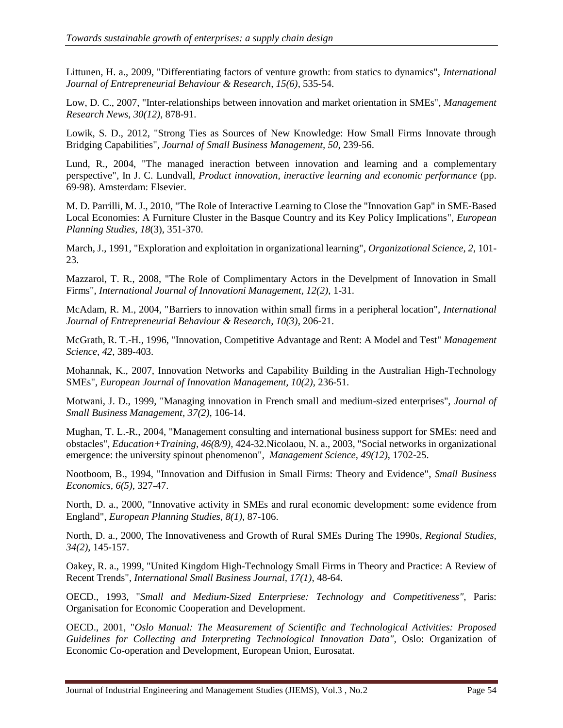Littunen, H. a., 2009, "Differentiating factors of venture growth: from statics to dynamics", *International Journal of Entrepreneurial Behaviour & Research, 15(6)*, 535-54.

Low, D. C., 2007, "Inter-relationships between innovation and market orientation in SMEs", *Management Research News, 30(12)*, 878-91.

Lowik, S. D., 2012, "Strong Ties as Sources of New Knowledge: How Small Firms Innovate through Bridging Capabilities", *Journal of Small Business Management, 50*, 239-56.

Lund, R., 2004, "The managed ineraction between innovation and learning and a complementary perspective", In J. C. Lundvall, *Product innovation, ineractive learning and economic performance* (pp. 69-98). Amsterdam: Elsevier.

M. D. Parrilli, M. J., 2010, "The Role of Interactive Learning to Close the "Innovation Gap" in SME-Based Local Economies: A Furniture Cluster in the Basque Country and its Key Policy Implications", *European Planning Studies, 18*(3), 351-370.

March, J., 1991, "Exploration and exploitation in organizational learning", *Organizational Science, 2*, 101-23.

Mazzarol, T. R., 2008, "The Role of Complimentary Actors in the Develpment of Innovation in Small Firms", *International Journal of Innovationi Management, 12(2)*, 1-31.

McAdam, R. M., 2004, "Barriers to innovation within small firms in a peripheral location", *International Journal of Entrepreneurial Behaviour & Research, 10(3)*, 206-21.

McGrath, R. T.-H., 1996, "Innovation, Competitive Advantage and Rent: A Model and Test" *Management Science, 42*, 389-403.

Mohannak, K., 2007, Innovation Networks and Capability Building in the Australian High-Technology SMEs", *European Journal of Innovation Management, 10(2)*, 236-51.

Motwani, J. D., 1999, "Managing innovation in French small and medium-sized enterprises", *Journal of Small Business Management, 37(2)*, 106-14.

Mughan, T. L.-R., 2004, "Management consulting and international business support for SMEs: need and obstacles", *Education+Training, 46(8/9)*, 424-32.Nicolaou, N. a., 2003, "Social networks in organizational emergence: the university spinout phenomenon", *Management Science, 49(12)*, 1702-25.

Nootboom, B., 1994, "Innovation and Diffusion in Small Firms: Theory and Evidence", *Small Business Economics, 6(5)*, 327-47.

North, D. a., 2000, "Innovative activity in SMEs and rural economic development: some evidence from England", *European Planning Studies, 8(1)*, 87-106.

North, D. a., 2000, The Innovativeness and Growth of Rural SMEs During The 1990s, *Regional Studies, 34(2)*, 145-157.

Oakey, R. a., 1999, "United Kingdom High-Technology Small Firms in Theory and Practice: A Review of Recent Trends", *International Small Business Journal, 17(1)*, 48-64.

OECD., 1993, "*Small and Medium-Sized Enterpriese: Technology and Competitiveness",* Paris: Organisation for Economic Cooperation and Development.

OECD., 2001, "*Oslo Manual: The Measurement of Scientific and Technological Activities: Proposed Guidelines for Collecting and Interpreting Technological Innovation Data",* Oslo: Organization of Economic Co-operation and Development, European Union, Eurosatat.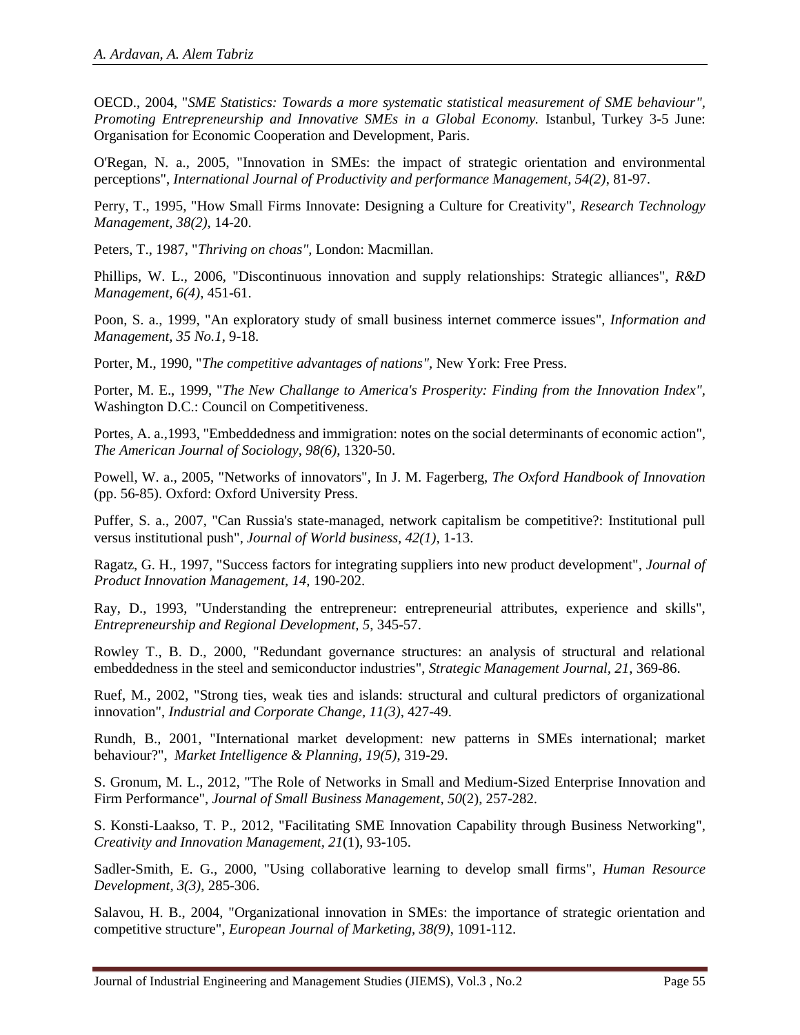OECD., 2004, "*SME Statistics: Towards a more systematic statistical measurement of SME behaviour", Promoting Entrepreneurship and Innovative SMEs in a Global Economy.* Istanbul, Turkey 3-5 June: Organisation for Economic Cooperation and Development, Paris.

O'Regan, N. a., 2005, "Innovation in SMEs: the impact of strategic orientation and environmental perceptions", *International Journal of Productivity and performance Management, 54(2),* 81-97.

Perry, T., 1995, "How Small Firms Innovate: Designing a Culture for Creativity", *Research Technology Management, 38(2)*, 14-20.

Peters, T., 1987, "*Thriving on choas",* London: Macmillan.

Phillips, W. L., 2006, "Discontinuous innovation and supply relationships: Strategic alliances", *R&D Management, 6(4)*, 451-61.

Poon, S. a., 1999, "An exploratory study of small business internet commerce issues", *Information and Management, 35 No.1*, 9-18.

Porter, M., 1990, "*The competitive advantages of nations"*, New York: Free Press.

Porter, M. E., 1999, "*The New Challange to America's Prosperity: Finding from the Innovation Index",* Washington D.C.: Council on Competitiveness.

Portes, A. a.,1993, "Embeddedness and immigration: notes on the social determinants of economic action", *The American Journal of Sociology, 98(6),* 1320-50.

Powell, W. a., 2005, "Networks of innovators", In J. M. Fagerberg, *The Oxford Handbook of Innovation* (pp. 56-85). Oxford: Oxford University Press.

Puffer, S. a., 2007, "Can Russia's state-managed, network capitalism be competitive?: Institutional pull versus institutional push", *Journal of World business, 42(1)*, 1-13.

Ragatz, G. H., 1997, "Success factors for integrating suppliers into new product development", *Journal of Product Innovation Management, 14*, 190-202.

Ray, D., 1993, "Understanding the entrepreneur: entrepreneurial attributes, experience and skills", *Entrepreneurship and Regional Development, 5,* 345-57.

Rowley T., B. D., 2000, "Redundant governance structures: an analysis of structural and relational embeddedness in the steel and semiconductor industries", *Strategic Management Journal, 21*, 369-86.

Ruef, M., 2002, "Strong ties, weak ties and islands: structural and cultural predictors of organizational innovation", *Industrial and Corporate Change, 11(3)*, 427-49.

Rundh, B., 2001, "International market development: new patterns in SMEs international; market behaviour?", *Market Intelligence & Planning, 19(5)*, 319-29.

S. Gronum, M. L., 2012, "The Role of Networks in Small and Medium-Sized Enterprise Innovation and Firm Performance", *Journal of Small Business Management, 50*(2), 257-282.

S. Konsti-Laakso, T. P., 2012, "Facilitating SME Innovation Capability through Business Networking", *Creativity and Innovation Management, 21*(1), 93-105.

Sadler-Smith, E. G., 2000, "Using collaborative learning to develop small firms", *Human Resource Development, 3(3),* 285-306.

Salavou, H. B., 2004, "Organizational innovation in SMEs: the importance of strategic orientation and competitive structure", *European Journal of Marketing, 38(9)*, 1091-112.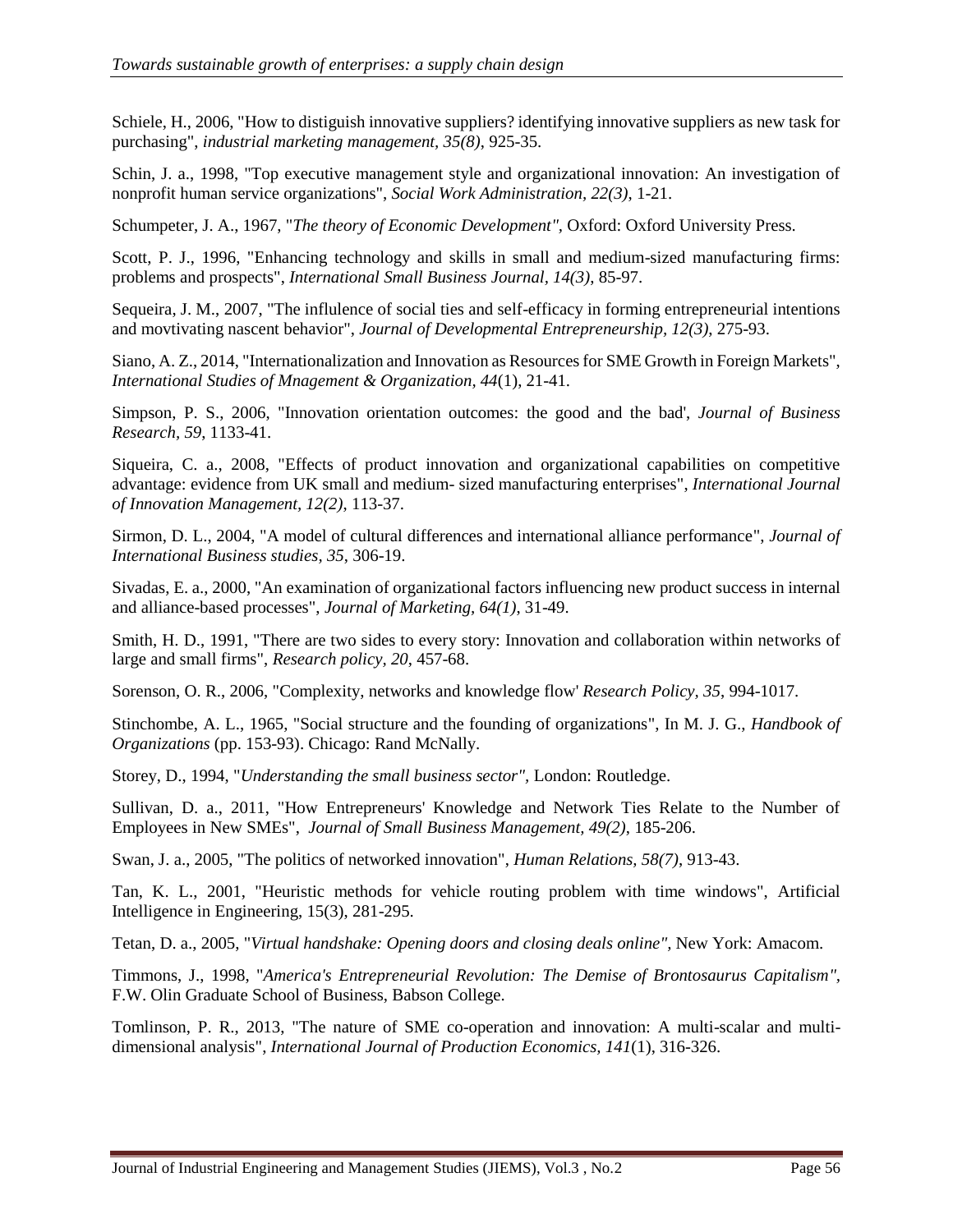Schiele, H., 2006, "How to distiguish innovative suppliers? identifying innovative suppliers as new task for purchasing", *industrial marketing management, 35(8)*, 925-35.

Schin, J. a., 1998, "Top executive management style and organizational innovation: An investigation of nonprofit human service organizations", *Social Work Administration, 22(3)*, 1-21.

Schumpeter, J. A., 1967, "*The theory of Economic Development"*, Oxford: Oxford University Press.

Scott, P. J., 1996, "Enhancing technology and skills in small and medium-sized manufacturing firms: problems and prospects", *International Small Business Journal, 14(3)*, 85-97.

Sequeira, J. M., 2007, "The influlence of social ties and self-efficacy in forming entrepreneurial intentions and movtivating nascent behavior", *Journal of Developmental Entrepreneurship, 12(3)*, 275-93.

Siano, A. Z., 2014, "Internationalization and Innovation as Resources for SME Growth in Foreign Markets", *International Studies of Mnagement & Organization, 44*(1), 21-41.

Simpson, P. S., 2006, "Innovation orientation outcomes: the good and the bad', *Journal of Business Research, 59*, 1133-41.

Siqueira, C. a., 2008, "Effects of product innovation and organizational capabilities on competitive advantage: evidence from UK small and medium- sized manufacturing enterprises", *International Journal of Innovation Management, 12(2)*, 113-37.

Sirmon, D. L., 2004, "A model of cultural differences and international alliance performance", *Journal of International Business studies, 35*, 306-19.

Sivadas, E. a., 2000, "An examination of organizational factors influencing new product success in internal and alliance-based processes", *Journal of Marketing, 64(1)*, 31-49.

Smith, H. D., 1991, "There are two sides to every story: Innovation and collaboration within networks of large and small firms", *Research policy, 20*, 457-68.

Sorenson, O. R., 2006, "Complexity, networks and knowledge flow' *Research Policy, 35*, 994-1017.

Stinchombe, A. L., 1965, "Social structure and the founding of organizations", In M. J. G., *Handbook of Organizations* (pp. 153-93). Chicago: Rand McNally.

Storey, D., 1994, "*Understanding the small business sector"*, London: Routledge.

Sullivan, D. a., 2011, "How Entrepreneurs' Knowledge and Network Ties Relate to the Number of Employees in New SMEs", *Journal of Small Business Management, 49(2)*, 185-206.

Swan, J. a., 2005, "The politics of networked innovation", *Human Relations, 58(7)*, 913-43.

Tan, K. L., 2001, "Heuristic methods for vehicle routing problem with time windows", Artificial Intelligence in Engineering, 15(3), 281-295.

Tetan, D. a., 2005, "*Virtual handshake: Opening doors and closing deals online"*, New York: Amacom.

Timmons, J., 1998, "*America's Entrepreneurial Revolution: The Demise of Brontosaurus Capitalism"*, F.W. Olin Graduate School of Business, Babson College.

Tomlinson, P. R., 2013, "The nature of SME co-operation and innovation: A multi-scalar and multi-dimensional analysis", *International Journal of Production Economics, 141*(1), 316-326.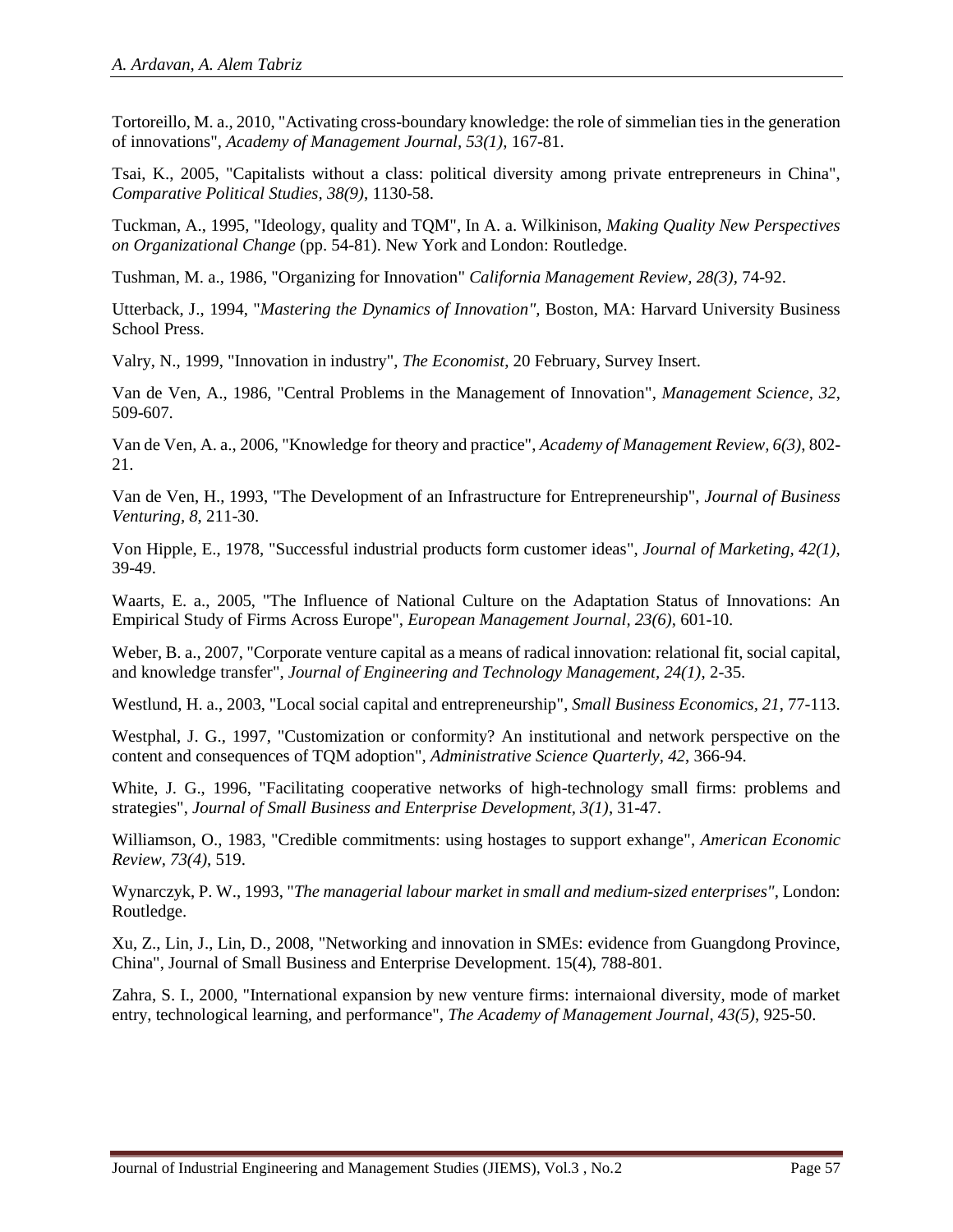Tortoreillo, M. a., 2010, "Activating cross-boundary knowledge: the role of simmelian ties in the generation of innovations", *Academy of Management Journal, 53(1)*, 167-81.

Tsai, K., 2005, "Capitalists without a class: political diversity among private entrepreneurs in China", *Comparative Political Studies, 38(9)*, 1130-58.

Tuckman, A., 1995, "Ideology, quality and TQM", In A. a. Wilkinison, *Making Quality New Perspectives on Organizational Change* (pp. 54-81). New York and London: Routledge.

Tushman, M. a., 1986, "Organizing for Innovation" *California Management Review, 28(3)*, 74-92.

Utterback, J., 1994, "*Mastering the Dynamics of Innovation",* Boston, MA: Harvard University Business School Press.

Valry, N., 1999, "Innovation in industry", *The Economist*, 20 February, Survey Insert.

Van de Ven, A., 1986, "Central Problems in the Management of Innovation", *Management Science, 32*, 509-607.

Van de Ven, A. a., 2006, "Knowledge for theory and practice", *Academy of Management Review, 6(3)*, 802-21.

Van de Ven, H., 1993, "The Development of an Infrastructure for Entrepreneurship", *Journal of Business Venturing, 8*, 211-30.

Von Hipple, E., 1978, "Successful industrial products form customer ideas", *Journal of Marketing, 42(1)*, 39-49.

Waarts, E. a., 2005, "The Influence of National Culture on the Adaptation Status of Innovations: An Empirical Study of Firms Across Europe", *European Management Journal, 23(6)*, 601-10.

Weber, B. a., 2007, "Corporate venture capital as a means of radical innovation: relational fit, social capital, and knowledge transfer", *Journal of Engineering and Technology Management, 24(1)*, 2-35.

Westlund, H. a., 2003, "Local social capital and entrepreneurship", *Small Business Economics, 21*, 77-113.

Westphal, J. G., 1997, "Customization or conformity? An institutional and network perspective on the content and consequences of TQM adoption", *Administrative Science Quarterly, 42*, 366-94.

White, J. G., 1996, "Facilitating cooperative networks of high-technology small firms: problems and strategies", *Journal of Small Business and Enterprise Development, 3(1)*, 31-47.

Williamson, O., 1983, "Credible commitments: using hostages to support exhange", *American Economic Review, 73(4)*, 519.

Wynarczyk, P. W., 1993, "*The managerial labour market in small and medium-sized enterprises"*, London: Routledge.

Xu, Z., Lin, J., Lin, D., 2008, "Networking and innovation in SMEs: evidence from Guangdong Province, China", Journal of Small Business and Enterprise Development. 15(4), 788-801.

Zahra, S. I., 2000, "International expansion by new venture firms: internaional diversity, mode of market entry, technological learning, and performance", *The Academy of Management Journal, 43(5)*, 925-50.